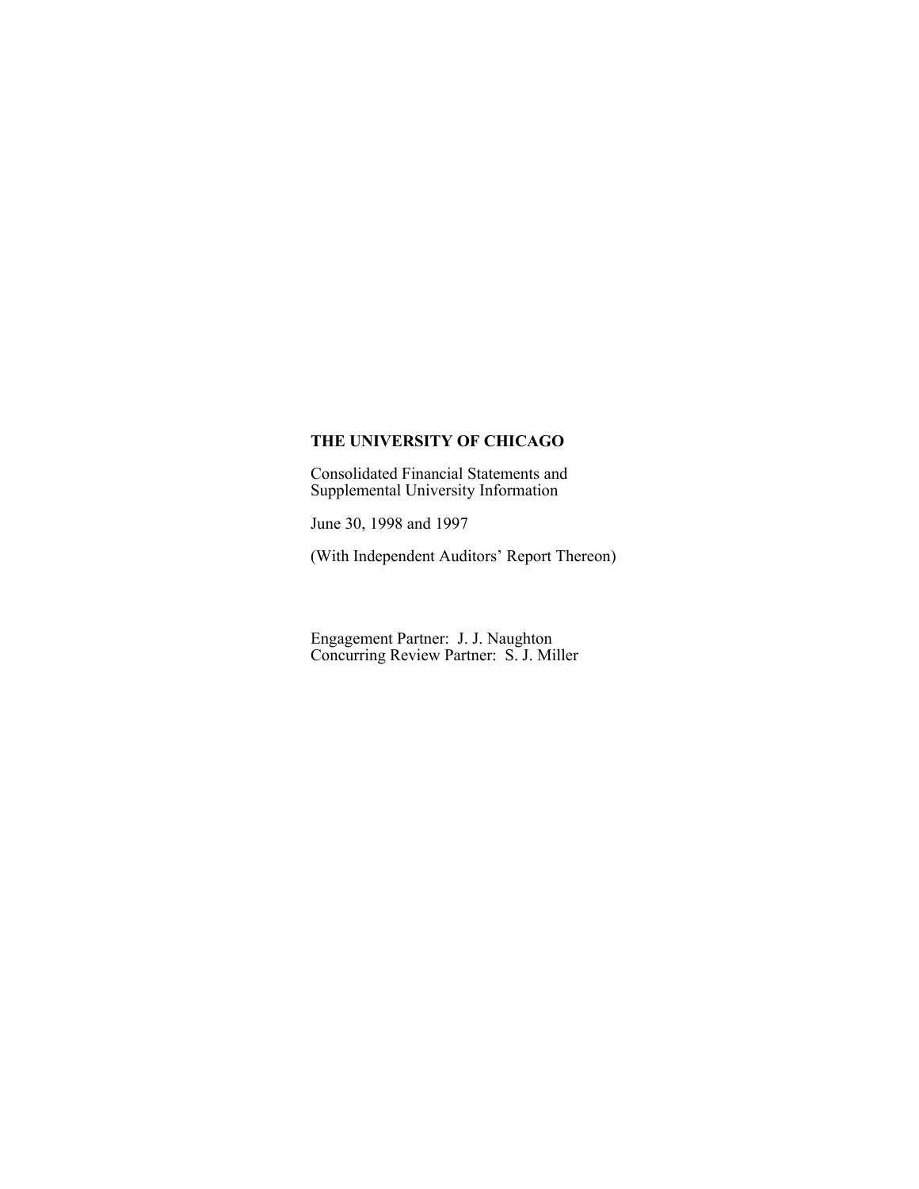**THE UNIVERSITY OF CHICAGO**

Consolidated Financial Statements and
Supplemental University Information

June 30, 1998 and 1997

(With Independent Auditors' Report Thereon)

Engagement Partner: J. J. Naughton
Concurring Review Partner: S. J. Miller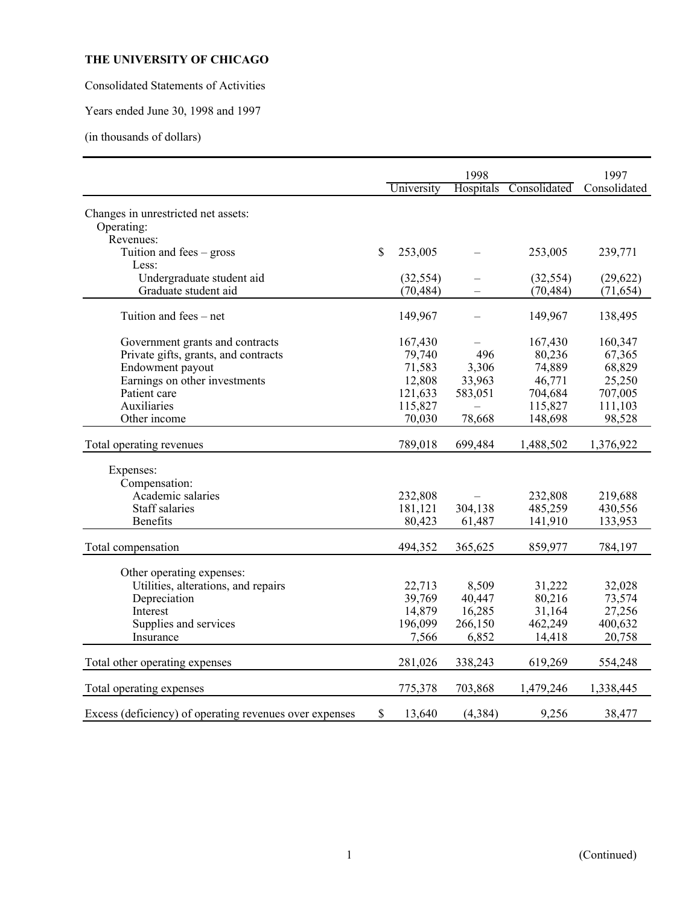**THE UNIVERSITY OF CHICAGO**

Consolidated Statements of Activities

Years ended June 30, 1998 and 1997

(in thousands of dollars)

| | 1998 | | | 1997 |
|---|---|---|---|---|
| | University | Hospitals | Consolidated | Consolidated |
| Changes in unrestricted net assets: | | | | |
| Operating: | | | | |
| Revenues: | | | | |
| Tuition and fees – gross | $ 253,005 | – | 253,005 | 239,771 |
| Less: | | | | |
| Undergraduate student aid | (32,554) | – | (32,554) | (29,622) |
| Graduate student aid | (70,484) | – | (70,484) | (71,654) |
| Tuition and fees – net | 149,967 | – | 149,967 | 138,495 |
| Government grants and contracts | 167,430 | – | 167,430 | 160,347 |
| Private gifts, grants, and contracts | 79,740 | 496 | 80,236 | 67,365 |
| Endowment payout | 71,583 | 3,306 | 74,889 | 68,829 |
| Earnings on other investments | 12,808 | 33,963 | 46,771 | 25,250 |
| Patient care | 121,633 | 583,051 | 704,684 | 707,005 |
| Auxiliaries | 115,827 | – | 115,827 | 111,103 |
| Other income | 70,030 | 78,668 | 148,698 | 98,528 |
| Total operating revenues | 789,018 | 699,484 | 1,488,502 | 1,376,922 |
| Expenses: | | | | |
| Compensation: | | | | |
| Academic salaries | 232,808 | – | 232,808 | 219,688 |
| Staff salaries | 181,121 | 304,138 | 485,259 | 430,556 |
| Benefits | 80,423 | 61,487 | 141,910 | 133,953 |
| Total compensation | 494,352 | 365,625 | 859,977 | 784,197 |
| Other operating expenses: | | | | |
| Utilities, alterations, and repairs | 22,713 | 8,509 | 31,222 | 32,028 |
| Depreciation | 39,769 | 40,447 | 80,216 | 73,574 |
| Interest | 14,879 | 16,285 | 31,164 | 27,256 |
| Supplies and services | 196,099 | 266,150 | 462,249 | 400,632 |
| Insurance | 7,566 | 6,852 | 14,418 | 20,758 |
| Total other operating expenses | 281,026 | 338,243 | 619,269 | 554,248 |
| Total operating expenses | 775,378 | 703,868 | 1,479,246 | 1,338,445 |
| Excess (deficiency) of operating revenues over expenses | $ 13,640 | (4,384) | 9,256 | 38,477 |

(Continued)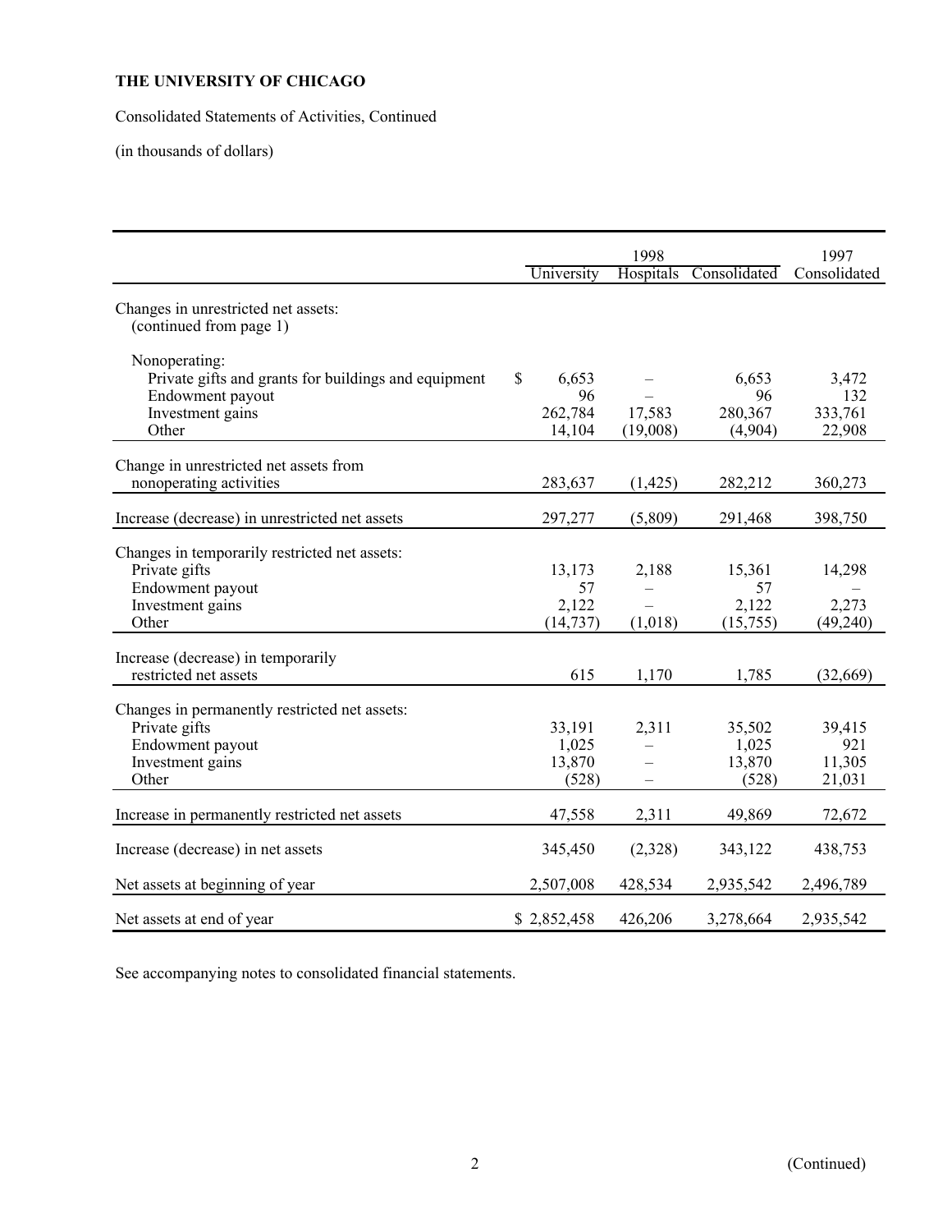**THE UNIVERSITY OF CHICAGO**

Consolidated Statements of Activities, Continued

(in thousands of dollars)

| | 1998 | | | 1997 |
|---|---|---|---|---|
| | University | Hospitals | Consolidated | Consolidated |
| Changes in unrestricted net assets: (continued from page 1) | | | | |
| Nonoperating: | | | | |
| Private gifts and grants for buildings and equipment | $ 6,653 | – | 6,653 | 3,472 |
| Endowment payout | 96 | – | 96 | 132 |
| Investment gains | 262,784 | 17,583 | 280,367 | 333,761 |
| Other | 14,104 | (19,008) | (4,904) | 22,908 |
| Change in unrestricted net assets from nonoperating activities | 283,637 | (1,425) | 282,212 | 360,273 |
| Increase (decrease) in unrestricted net assets | 297,277 | (5,809) | 291,468 | 398,750 |
| Changes in temporarily restricted net assets: | | | | |
| Private gifts | 13,173 | 2,188 | 15,361 | 14,298 |
| Endowment payout | 57 | – | 57 | – |
| Investment gains | 2,122 | – | 2,122 | 2,273 |
| Other | (14,737) | (1,018) | (15,755) | (49,240) |
| Increase (decrease) in temporarily restricted net assets | 615 | 1,170 | 1,785 | (32,669) |
| Changes in permanently restricted net assets: | | | | |
| Private gifts | 33,191 | 2,311 | 35,502 | 39,415 |
| Endowment payout | 1,025 | – | 1,025 | 921 |
| Investment gains | 13,870 | – | 13,870 | 11,305 |
| Other | (528) | – | (528) | 21,031 |
| Increase in permanently restricted net assets | 47,558 | 2,311 | 49,869 | 72,672 |
| Increase (decrease) in net assets | 345,450 | (2,328) | 343,122 | 438,753 |
| Net assets at beginning of year | 2,507,008 | 428,534 | 2,935,542 | 2,496,789 |
| Net assets at end of year | $ 2,852,458 | 426,206 | 3,278,664 | 2,935,542 |

See accompanying notes to consolidated financial statements.

(Continued)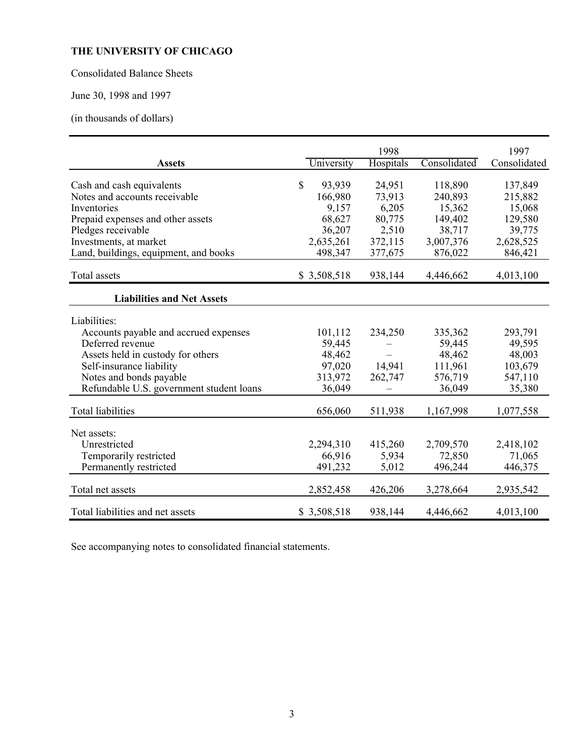**THE UNIVERSITY OF CHICAGO**

Consolidated Balance Sheets

June 30, 1998 and 1997

(in thousands of dollars)

| | 1998 | | | 1997 |
|---|---|---|---|---|
| **Assets** | University | Hospitals | Consolidated | Consolidated |
| Cash and cash equivalents | $ 93,939 | 24,951 | 118,890 | 137,849 |
| Notes and accounts receivable | 166,980 | 73,913 | 240,893 | 215,882 |
| Inventories | 9,157 | 6,205 | 15,362 | 15,068 |
| Prepaid expenses and other assets | 68,627 | 80,775 | 149,402 | 129,580 |
| Pledges receivable | 36,207 | 2,510 | 38,717 | 39,775 |
| Investments, at market | 2,635,261 | 372,115 | 3,007,376 | 2,628,525 |
| Land, buildings, equipment, and books | 498,347 | 377,675 | 876,022 | 846,421 |
| Total assets | $ 3,508,518 | 938,144 | 4,446,662 | 4,013,100 |
| **Liabilities and Net Assets** | | | | |
| Liabilities: | | | | |
| Accounts payable and accrued expenses | 101,112 | 234,250 | 335,362 | 293,791 |
| Deferred revenue | 59,445 | – | 59,445 | 49,595 |
| Assets held in custody for others | 48,462 | – | 48,462 | 48,003 |
| Self-insurance liability | 97,020 | 14,941 | 111,961 | 103,679 |
| Notes and bonds payable | 313,972 | 262,747 | 576,719 | 547,110 |
| Refundable U.S. government student loans | 36,049 | – | 36,049 | 35,380 |
| Total liabilities | 656,060 | 511,938 | 1,167,998 | 1,077,558 |
| Net assets: | | | | |
| Unrestricted | 2,294,310 | 415,260 | 2,709,570 | 2,418,102 |
| Temporarily restricted | 66,916 | 5,934 | 72,850 | 71,065 |
| Permanently restricted | 491,232 | 5,012 | 496,244 | 446,375 |
| Total net assets | 2,852,458 | 426,206 | 3,278,664 | 2,935,542 |
| Total liabilities and net assets | $ 3,508,518 | 938,144 | 4,446,662 | 4,013,100 |

See accompanying notes to consolidated financial statements.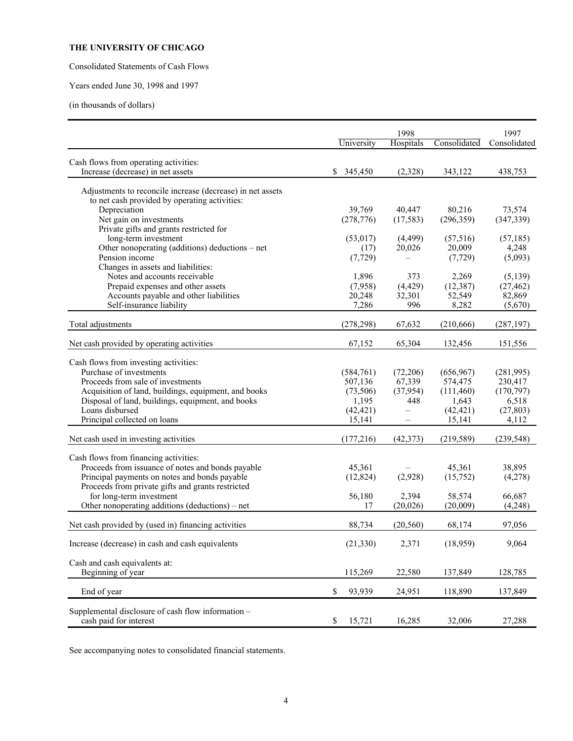**THE UNIVERSITY OF CHICAGO**

Consolidated Statements of Cash Flows

Years ended June 30, 1998 and 1997

(in thousands of dollars)

| | 1998 | | | 1997 |
|---|---|---|---|---|
| | University | Hospitals | Consolidated | Consolidated |
| Cash flows from operating activities: | | | | |
| Increase (decrease) in net assets | $ 345,450 | (2,328) | 343,122 | 438,753 |
| Adjustments to reconcile increase (decrease) in net assets to net cash provided by operating activities: | | | | |
| Depreciation | 39,769 | 40,447 | 80,216 | 73,574 |
| Net gain on investments | (278,776) | (17,583) | (296,359) | (347,339) |
| Private gifts and grants restricted for long-term investment | (53,017) | (4,499) | (57,516) | (57,185) |
| Other nonoperating (additions) deductions – net | (17) | 20,026 | 20,009 | 4,248 |
| Pension income | (7,729) | – | (7,729) | (5,093) |
| Changes in assets and liabilities: | | | | |
| Notes and accounts receivable | 1,896 | 373 | 2,269 | (5,139) |
| Prepaid expenses and other assets | (7,958) | (4,429) | (12,387) | (27,462) |
| Accounts payable and other liabilities | 20,248 | 32,301 | 52,549 | 82,869 |
| Self-insurance liability | 7,286 | 996 | 8,282 | (5,670) |
| Total adjustments | (278,298) | 67,632 | (210,666) | (287,197) |
| Net cash provided by operating activities | 67,152 | 65,304 | 132,456 | 151,556 |
| Cash flows from investing activities: | | | | |
| Purchase of investments | (584,761) | (72,206) | (656,967) | (281,995) |
| Proceeds from sale of investments | 507,136 | 67,339 | 574,475 | 230,417 |
| Acquisition of land, buildings, equipment, and books | (73,506) | (37,954) | (111,460) | (170,797) |
| Disposal of land, buildings, equipment, and books | 1,195 | 448 | 1,643 | 6,518 |
| Loans disbursed | (42,421) | – | (42,421) | (27,803) |
| Principal collected on loans | 15,141 | – | 15,141 | 4,112 |
| Net cash used in investing activities | (177,216) | (42,373) | (219,589) | (239,548) |
| Cash flows from financing activities: | | | | |
| Proceeds from issuance of notes and bonds payable | 45,361 | – | 45,361 | 38,895 |
| Principal payments on notes and bonds payable | (12,824) | (2,928) | (15,752) | (4,278) |
| Proceeds from private gifts and grants restricted for long-term investment | 56,180 | 2,394 | 58,574 | 66,687 |
| Other nonoperating additions (deductions) – net | 17 | (20,026) | (20,009) | (4,248) |
| Net cash provided by (used in) financing activities | 88,734 | (20,560) | 68,174 | 97,056 |
| Increase (decrease) in cash and cash equivalents | (21,330) | 2,371 | (18,959) | 9,064 |
| Cash and cash equivalents at: | | | | |
| Beginning of year | 115,269 | 22,580 | 137,849 | 128,785 |
| End of year | $ 93,939 | 24,951 | 118,890 | 137,849 |
| Supplemental disclosure of cash flow information – cash paid for interest | $ 15,721 | 16,285 | 32,006 | 27,288 |

See accompanying notes to consolidated financial statements.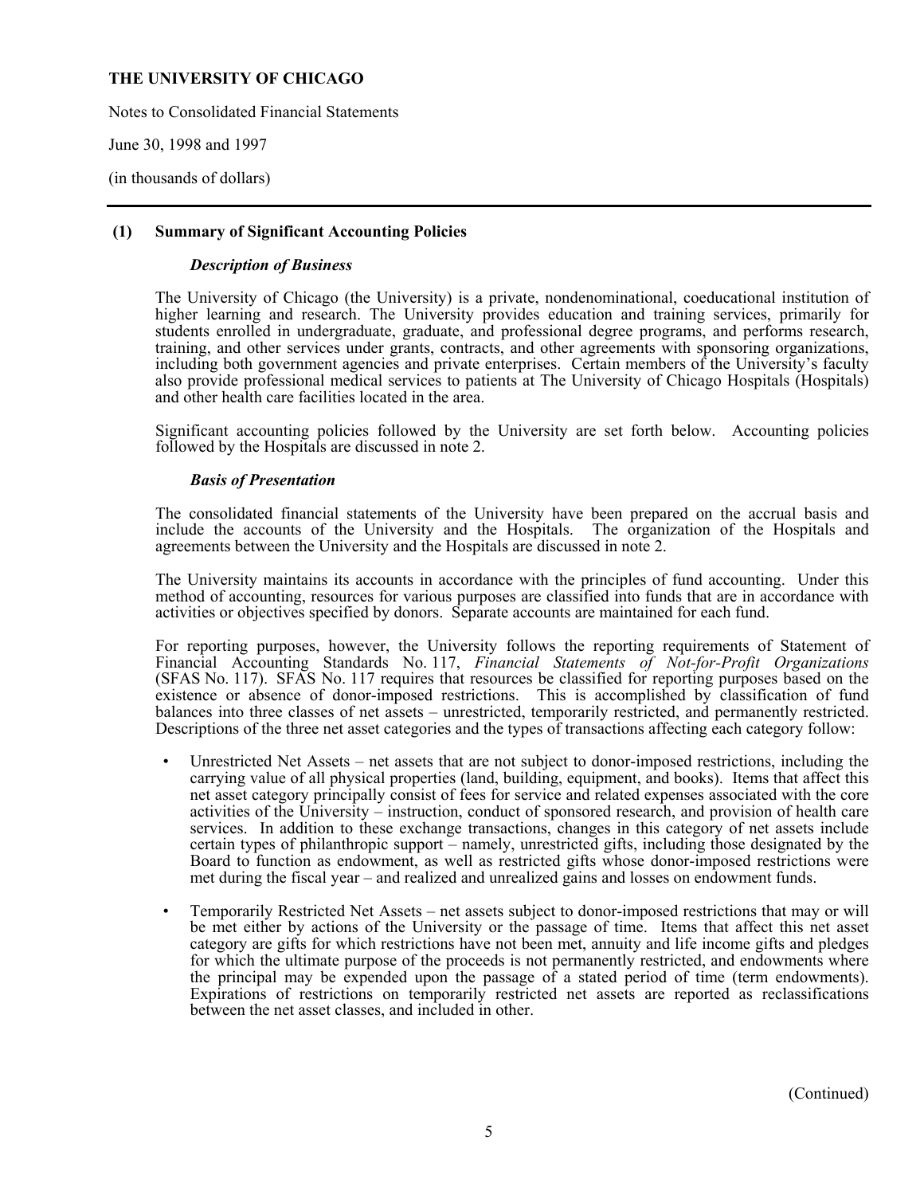**THE UNIVERSITY OF CHICAGO**

Notes to Consolidated Financial Statements

June 30, 1998 and 1997

(in thousands of dollars)

## (1) Summary of Significant Accounting Policies

### *Description of Business*

The University of Chicago (the University) is a private, nondenominational, coeducational institution of higher learning and research. The University provides education and training services, primarily for students enrolled in undergraduate, graduate, and professional degree programs, and performs research, training, and other services under grants, contracts, and other agreements with sponsoring organizations, including both government agencies and private enterprises. Certain members of the University's faculty also provide professional medical services to patients at The University of Chicago Hospitals (Hospitals) and other health care facilities located in the area.

Significant accounting policies followed by the University are set forth below. Accounting policies followed by the Hospitals are discussed in note 2.

### *Basis of Presentation*

The consolidated financial statements of the University have been prepared on the accrual basis and include the accounts of the University and the Hospitals. The organization of the Hospitals and agreements between the University and the Hospitals are discussed in note 2.

The University maintains its accounts in accordance with the principles of fund accounting. Under this method of accounting, resources for various purposes are classified into funds that are in accordance with activities or objectives specified by donors. Separate accounts are maintained for each fund.

For reporting purposes, however, the University follows the reporting requirements of Statement of Financial Accounting Standards No. 117, *Financial Statements of Not-for-Profit Organizations* (SFAS No. 117). SFAS No. 117 requires that resources be classified for reporting purposes based on the existence or absence of donor-imposed restrictions. This is accomplished by classification of fund balances into three classes of net assets – unrestricted, temporarily restricted, and permanently restricted. Descriptions of the three net asset categories and the types of transactions affecting each category follow:

- Unrestricted Net Assets – net assets that are not subject to donor-imposed restrictions, including the carrying value of all physical properties (land, building, equipment, and books). Items that affect this net asset category principally consist of fees for service and related expenses associated with the core activities of the University – instruction, conduct of sponsored research, and provision of health care services. In addition to these exchange transactions, changes in this category of net assets include certain types of philanthropic support – namely, unrestricted gifts, including those designated by the Board to function as endowment, as well as restricted gifts whose donor-imposed restrictions were met during the fiscal year – and realized and unrealized gains and losses on endowment funds.

- Temporarily Restricted Net Assets – net assets subject to donor-imposed restrictions that may or will be met either by actions of the University or the passage of time. Items that affect this net asset category are gifts for which restrictions have not been met, annuity and life income gifts and pledges for which the ultimate purpose of the proceeds is not permanently restricted, and endowments where the principal may be expended upon the passage of a stated period of time (term endowments). Expirations of restrictions on temporarily restricted net assets are reported as reclassifications between the net asset classes, and included in other.

(Continued)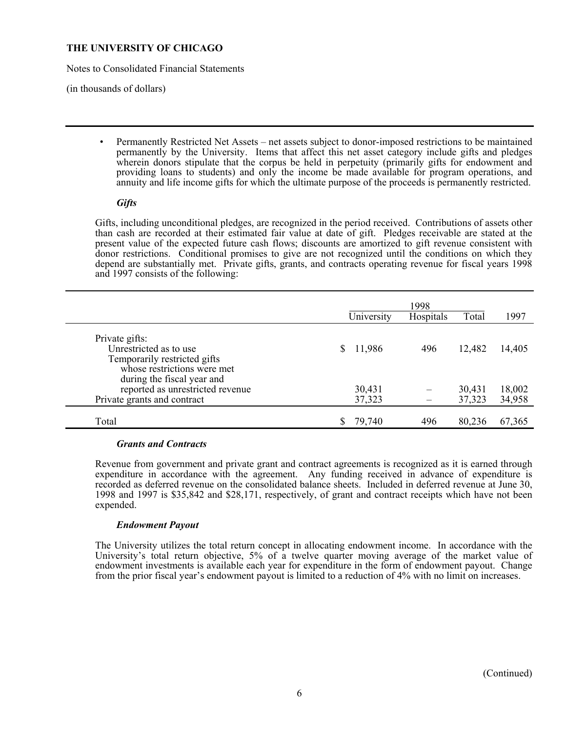**THE UNIVERSITY OF CHICAGO**

Notes to Consolidated Financial Statements

(in thousands of dollars)

- Permanently Restricted Net Assets – net assets subject to donor-imposed restrictions to be maintained permanently by the University. Items that affect this net asset category include gifts and pledges wherein donors stipulate that the corpus be held in perpetuity (primarily gifts for endowment and providing loans to students) and only the income be made available for program operations, and annuity and life income gifts for which the ultimate purpose of the proceeds is permanently restricted.

***Gifts***

Gifts, including unconditional pledges, are recognized in the period received. Contributions of assets other than cash are recorded at their estimated fair value at date of gift. Pledges receivable are stated at the present value of the expected future cash flows; discounts are amortized to gift revenue consistent with donor restrictions. Conditional promises to give are not recognized until the conditions on which they depend are substantially met. Private gifts, grants, and contracts operating revenue for fiscal years 1998 and 1997 consists of the following:

| | 1998 | | | |
|---|---|---|---|---|
| | University | Hospitals | Total | 1997 |
| Private gifts: | | | | |
| Unrestricted as to use | $ 11,986 | 496 | 12,482 | 14,405 |
| Temporarily restricted gifts whose restrictions were met during the fiscal year and reported as unrestricted revenue | 30,431 | – | 30,431 | 18,002 |
| Private grants and contract | 37,323 | – | 37,323 | 34,958 |
| Total | $ 79,740 | 496 | 80,236 | 67,365 |

***Grants and Contracts***

Revenue from government and private grant and contract agreements is recognized as it is earned through expenditure in accordance with the agreement. Any funding received in advance of expenditure is recorded as deferred revenue on the consolidated balance sheets. Included in deferred revenue at June 30, 1998 and 1997 is $35,842 and $28,171, respectively, of grant and contract receipts which have not been expended.

***Endowment Payout***

The University utilizes the total return concept in allocating endowment income. In accordance with the University's total return objective, 5% of a twelve quarter moving average of the market value of endowment investments is available each year for expenditure in the form of endowment payout. Change from the prior fiscal year's endowment payout is limited to a reduction of 4% with no limit on increases.

(Continued)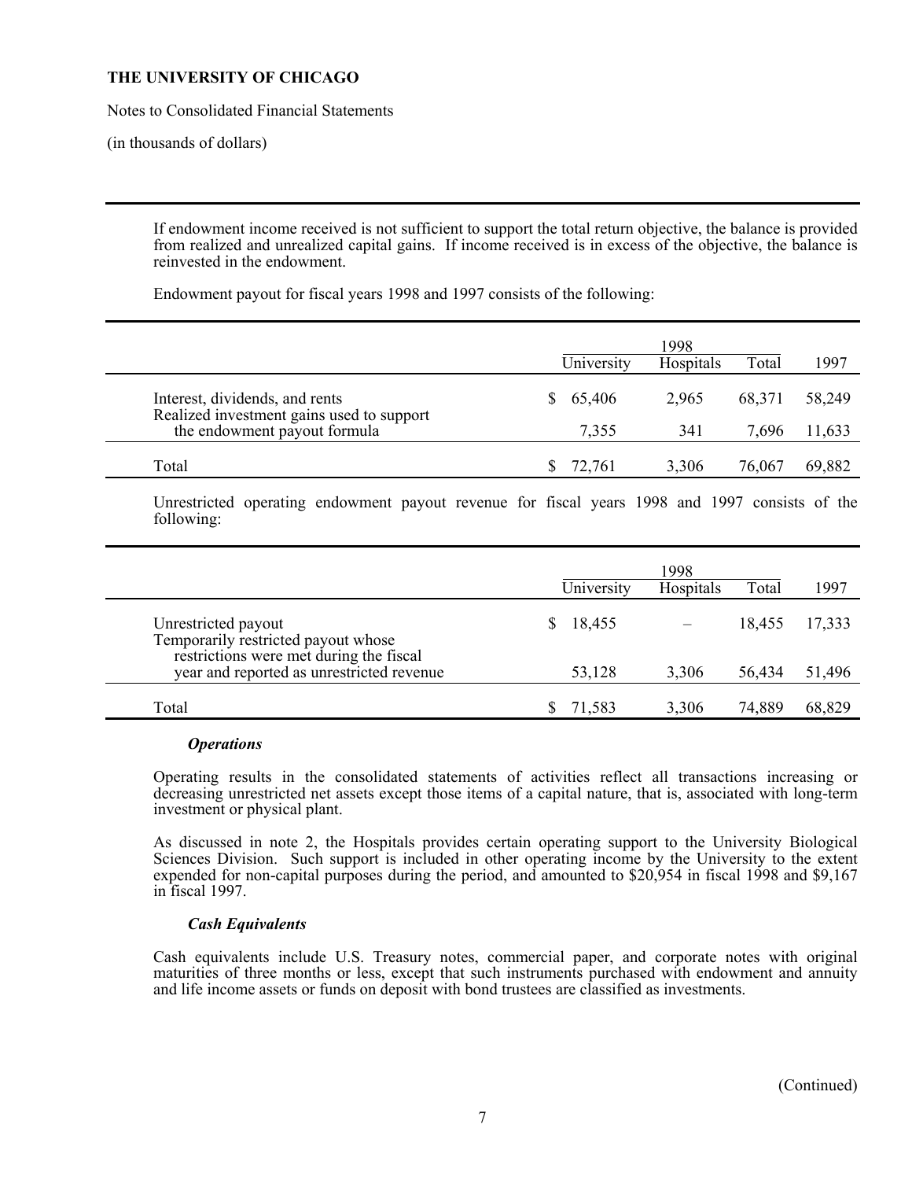# THE UNIVERSITY OF CHICAGO

Notes to Consolidated Financial Statements

(in thousands of dollars)

If endowment income received is not sufficient to support the total return objective, the balance is provided from realized and unrealized capital gains. If income received is in excess of the objective, the balance is reinvested in the endowment.

Endowment payout for fiscal years 1998 and 1997 consists of the following:

| | 1998 | | | |
|---|---|---|---|---|
| | University | Hospitals | Total | 1997 |
| Interest, dividends, and rents | $ 65,406 | 2,965 | 68,371 | 58,249 |
| Realized investment gains used to support the endowment payout formula | 7,355 | 341 | 7,696 | 11,633 |
| Total | $ 72,761 | 3,306 | 76,067 | 69,882 |

Unrestricted operating endowment payout revenue for fiscal years 1998 and 1997 consists of the following:

| | 1998 | | | |
|---|---|---|---|---|
| | University | Hospitals | Total | 1997 |
| Unrestricted payout | $ 18,455 | – | 18,455 | 17,333 |
| Temporarily restricted payout whose restrictions were met during the fiscal year and reported as unrestricted revenue | 53,128 | 3,306 | 56,434 | 51,496 |
| Total | $ 71,583 | 3,306 | 74,889 | 68,829 |

### *Operations*

Operating results in the consolidated statements of activities reflect all transactions increasing or decreasing unrestricted net assets except those items of a capital nature, that is, associated with long-term investment or physical plant.

As discussed in note 2, the Hospitals provides certain operating support to the University Biological Sciences Division. Such support is included in other operating income by the University to the extent expended for non-capital purposes during the period, and amounted to $20,954 in fiscal 1998 and $9,167 in fiscal 1997.

### *Cash Equivalents*

Cash equivalents include U.S. Treasury notes, commercial paper, and corporate notes with original maturities of three months or less, except that such instruments purchased with endowment and annuity and life income assets or funds on deposit with bond trustees are classified as investments.

(Continued)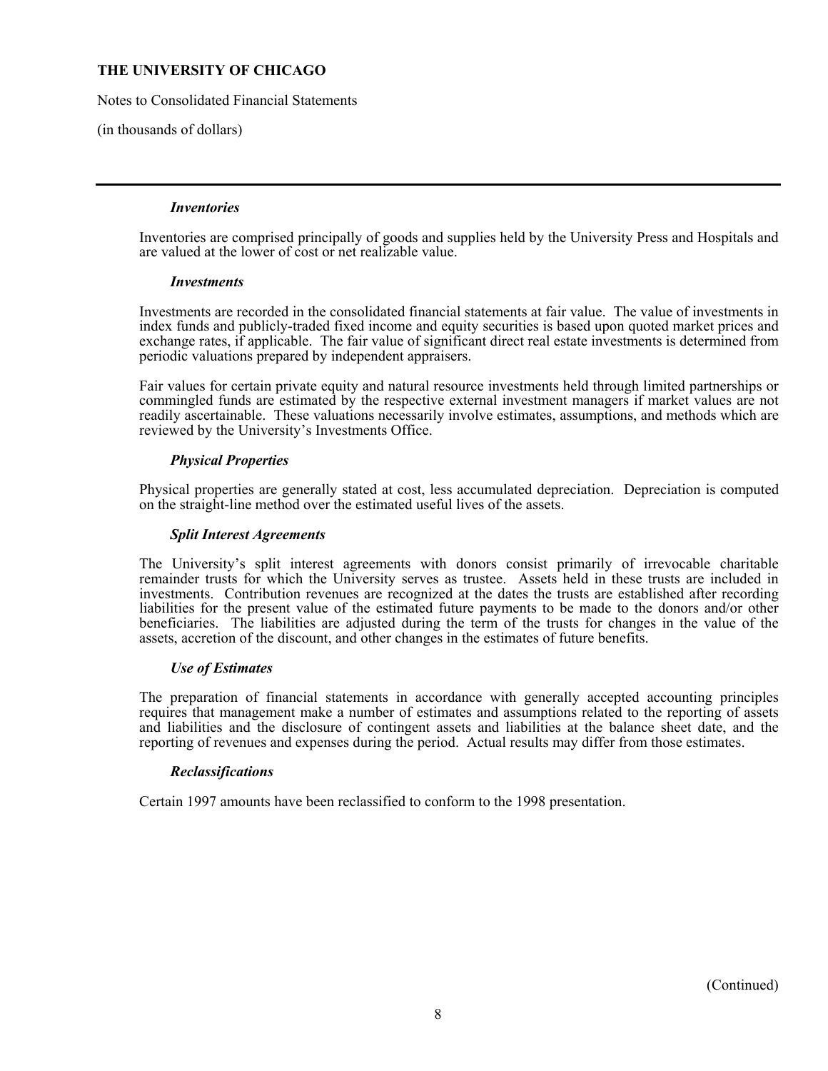**THE UNIVERSITY OF CHICAGO**

Notes to Consolidated Financial Statements

(in thousands of dollars)

***Inventories***

Inventories are comprised principally of goods and supplies held by the University Press and Hospitals and are valued at the lower of cost or net realizable value.

***Investments***

Investments are recorded in the consolidated financial statements at fair value. The value of investments in index funds and publicly-traded fixed income and equity securities is based upon quoted market prices and exchange rates, if applicable. The fair value of significant direct real estate investments is determined from periodic valuations prepared by independent appraisers.

Fair values for certain private equity and natural resource investments held through limited partnerships or commingled funds are estimated by the respective external investment managers if market values are not readily ascertainable. These valuations necessarily involve estimates, assumptions, and methods which are reviewed by the University's Investments Office.

***Physical Properties***

Physical properties are generally stated at cost, less accumulated depreciation. Depreciation is computed on the straight-line method over the estimated useful lives of the assets.

***Split Interest Agreements***

The University's split interest agreements with donors consist primarily of irrevocable charitable remainder trusts for which the University serves as trustee. Assets held in these trusts are included in investments. Contribution revenues are recognized at the dates the trusts are established after recording liabilities for the present value of the estimated future payments to be made to the donors and/or other beneficiaries. The liabilities are adjusted during the term of the trusts for changes in the value of the assets, accretion of the discount, and other changes in the estimates of future benefits.

***Use of Estimates***

The preparation of financial statements in accordance with generally accepted accounting principles requires that management make a number of estimates and assumptions related to the reporting of assets and liabilities and the disclosure of contingent assets and liabilities at the balance sheet date, and the reporting of revenues and expenses during the period. Actual results may differ from those estimates.

***Reclassifications***

Certain 1997 amounts have been reclassified to conform to the 1998 presentation.

(Continued)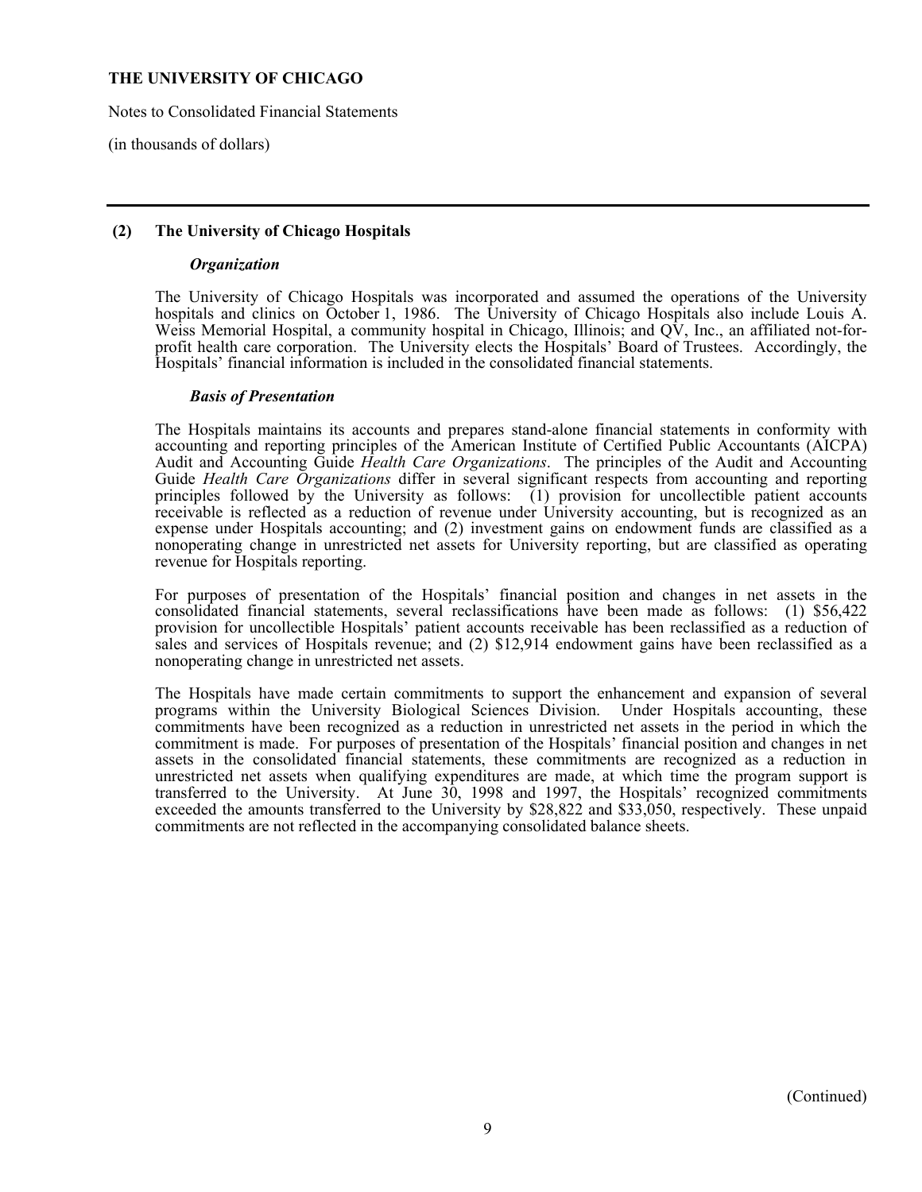**THE UNIVERSITY OF CHICAGO**

Notes to Consolidated Financial Statements

(in thousands of dollars)

---

## (2) The University of Chicago Hospitals

### *Organization*

The University of Chicago Hospitals was incorporated and assumed the operations of the University hospitals and clinics on October 1, 1986. The University of Chicago Hospitals also include Louis A. Weiss Memorial Hospital, a community hospital in Chicago, Illinois; and QV, Inc., an affiliated not-for-profit health care corporation. The University elects the Hospitals' Board of Trustees. Accordingly, the Hospitals' financial information is included in the consolidated financial statements.

### *Basis of Presentation*

The Hospitals maintains its accounts and prepares stand-alone financial statements in conformity with accounting and reporting principles of the American Institute of Certified Public Accountants (AICPA) Audit and Accounting Guide *Health Care Organizations*. The principles of the Audit and Accounting Guide *Health Care Organizations* differ in several significant respects from accounting and reporting principles followed by the University as follows: (1) provision for uncollectible patient accounts receivable is reflected as a reduction of revenue under University accounting, but is recognized as an expense under Hospitals accounting; and (2) investment gains on endowment funds are classified as a nonoperating change in unrestricted net assets for University reporting, but are classified as operating revenue for Hospitals reporting.

For purposes of presentation of the Hospitals' financial position and changes in net assets in the consolidated financial statements, several reclassifications have been made as follows: (1) $56,422 provision for uncollectible Hospitals' patient accounts receivable has been reclassified as a reduction of sales and services of Hospitals revenue; and (2) $12,914 endowment gains have been reclassified as a nonoperating change in unrestricted net assets.

The Hospitals have made certain commitments to support the enhancement and expansion of several programs within the University Biological Sciences Division. Under Hospitals accounting, these commitments have been recognized as a reduction in unrestricted net assets in the period in which the commitment is made. For purposes of presentation of the Hospitals' financial position and changes in net assets in the consolidated financial statements, these commitments are recognized as a reduction in unrestricted net assets when qualifying expenditures are made, at which time the program support is transferred to the University. At June 30, 1998 and 1997, the Hospitals' recognized commitments exceeded the amounts transferred to the University by $28,822 and $33,050, respectively. These unpaid commitments are not reflected in the accompanying consolidated balance sheets.

(Continued)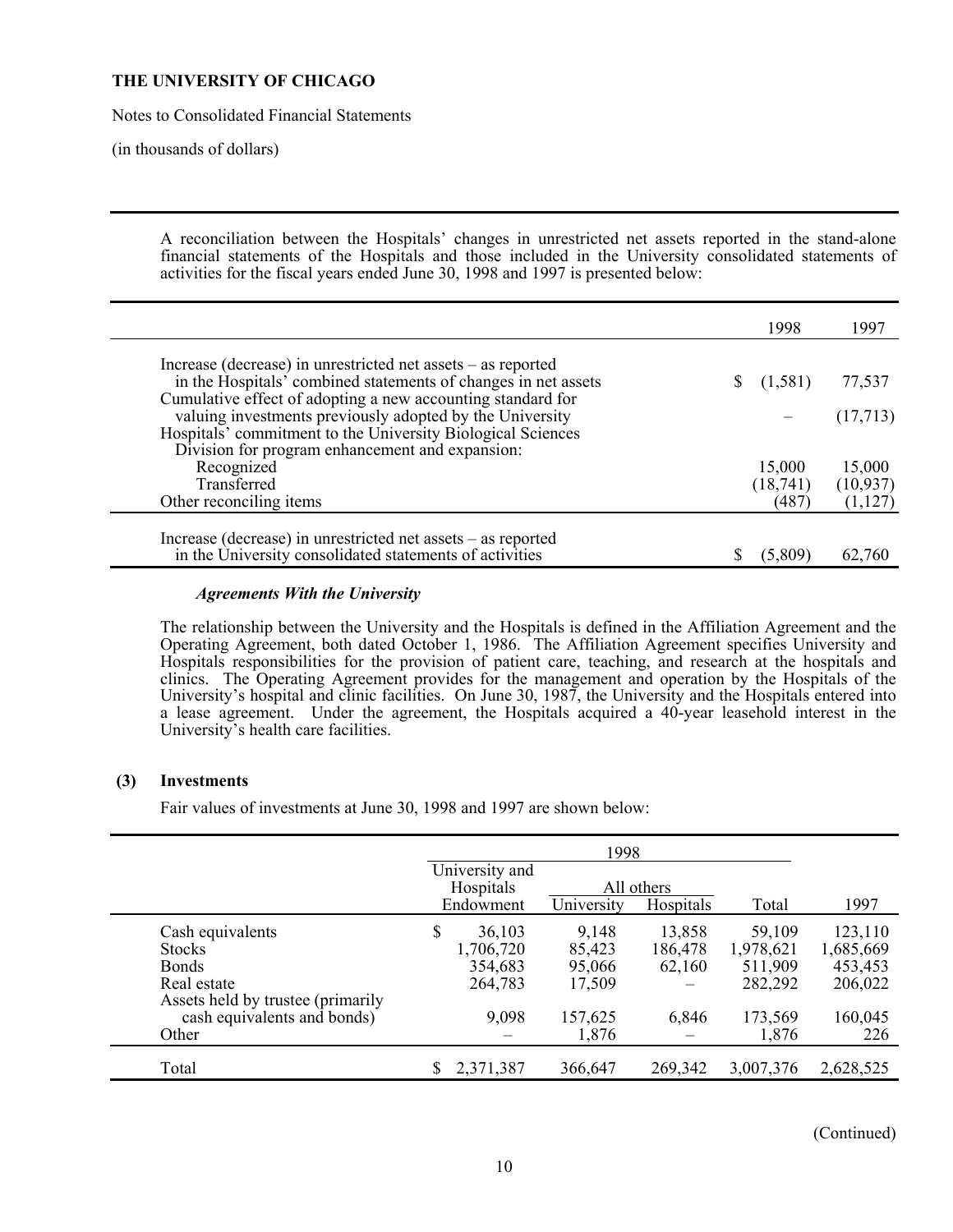**THE UNIVERSITY OF CHICAGO**

Notes to Consolidated Financial Statements

(in thousands of dollars)

A reconciliation between the Hospitals' changes in unrestricted net assets reported in the stand-alone financial statements of the Hospitals and those included in the University consolidated statements of activities for the fiscal years ended June 30, 1998 and 1997 is presented below:

| | 1998 | 1997 |
|---|---|---|
| Increase (decrease) in unrestricted net assets – as reported in the Hospitals' combined statements of changes in net assets | $ (1,581) | 77,537 |
| Cumulative effect of adopting a new accounting standard for valuing investments previously adopted by the University | – | (17,713) |
| Hospitals' commitment to the University Biological Sciences Division for program enhancement and expansion: | | |
| Recognized | 15,000 | 15,000 |
| Transferred | (18,741) | (10,937) |
| Other reconciling items | (487) | (1,127) |
| Increase (decrease) in unrestricted net assets – as reported in the University consolidated statements of activities | $ (5,809) | 62,760 |

### *Agreements With the University*

The relationship between the University and the Hospitals is defined in the Affiliation Agreement and the Operating Agreement, both dated October 1, 1986. The Affiliation Agreement specifies University and Hospitals responsibilities for the provision of patient care, teaching, and research at the hospitals and clinics. The Operating Agreement provides for the management and operation by the Hospitals of the University's hospital and clinic facilities. On June 30, 1987, the University and the Hospitals entered into a lease agreement. Under the agreement, the Hospitals acquired a 40-year leasehold interest in the University's health care facilities.

## (3) Investments

Fair values of investments at June 30, 1998 and 1997 are shown below:

| | 1998 | | | | |
|---|---|---|---|---|---|
| | University and Hospitals | All others | | | |
| | Endowment | University | Hospitals | Total | 1997 |
| Cash equivalents | $ 36,103 | 9,148 | 13,858 | 59,109 | 123,110 |
| Stocks | 1,706,720 | 85,423 | 186,478 | 1,978,621 | 1,685,669 |
| Bonds | 354,683 | 95,066 | 62,160 | 511,909 | 453,453 |
| Real estate | 264,783 | 17,509 | – | 282,292 | 206,022 |
| Assets held by trustee (primarily cash equivalents and bonds) | 9,098 | 157,625 | 6,846 | 173,569 | 160,045 |
| Other | – | 1,876 | – | 1,876 | 226 |
| Total | $ 2,371,387 | 366,647 | 269,342 | 3,007,376 | 2,628,525 |

(Continued)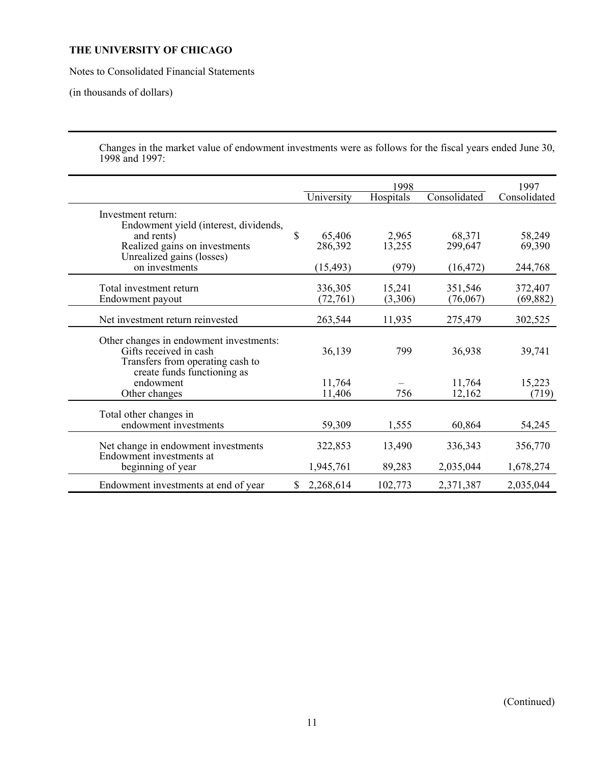**THE UNIVERSITY OF CHICAGO**

Notes to Consolidated Financial Statements

(in thousands of dollars)

Changes in the market value of endowment investments were as follows for the fiscal years ended June 30, 1998 and 1997:

| | 1998 | | | 1997 |
|---|---|---|---|---|
| | University | Hospitals | Consolidated | Consolidated |
| Investment return: | | | | |
| Endowment yield (interest, dividends, and rents) | $ 65,406 | 2,965 | 68,371 | 58,249 |
| Realized gains on investments | 286,392 | 13,255 | 299,647 | 69,390 |
| Unrealized gains (losses) on investments | (15,493) | (979) | (16,472) | 244,768 |
| Total investment return | 336,305 | 15,241 | 351,546 | 372,407 |
| Endowment payout | (72,761) | (3,306) | (76,067) | (69,882) |
| Net investment return reinvested | 263,544 | 11,935 | 275,479 | 302,525 |
| Other changes in endowment investments: | | | | |
| Gifts received in cash | 36,139 | 799 | 36,938 | 39,741 |
| Transfers from operating cash to create funds functioning as endowment | 11,764 | – | 11,764 | 15,223 |
| Other changes | 11,406 | 756 | 12,162 | (719) |
| Total other changes in endowment investments | 59,309 | 1,555 | 60,864 | 54,245 |
| Net change in endowment investments | 322,853 | 13,490 | 336,343 | 356,770 |
| Endowment investments at beginning of year | 1,945,761 | 89,283 | 2,035,044 | 1,678,274 |
| Endowment investments at end of year | $ 2,268,614 | 102,773 | 2,371,387 | 2,035,044 |

(Continued)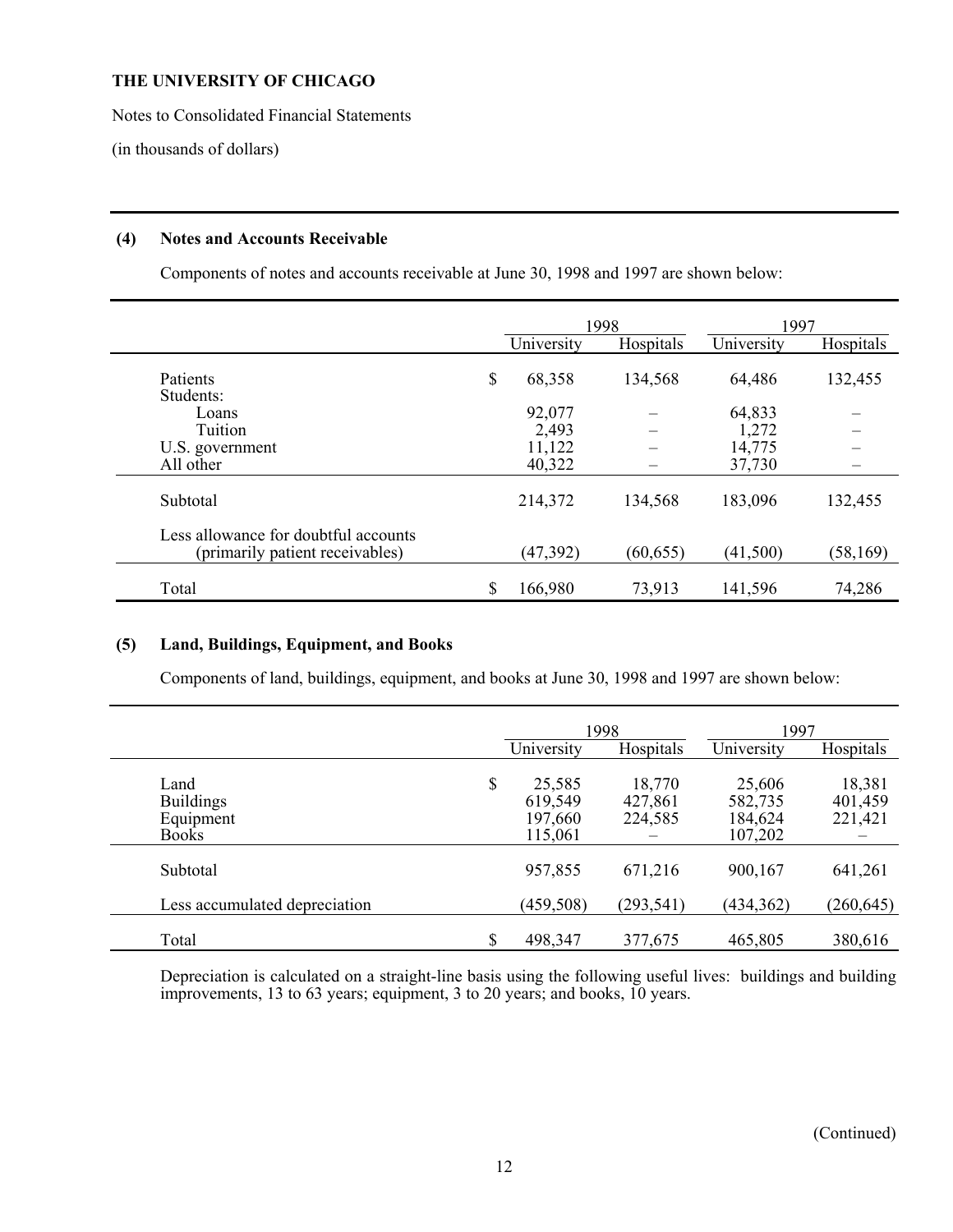**THE UNIVERSITY OF CHICAGO**

Notes to Consolidated Financial Statements

(in thousands of dollars)

## (4) Notes and Accounts Receivable

Components of notes and accounts receivable at June 30, 1998 and 1997 are shown below:

| | 1998 | | 1997 | |
|---|---|---|---|---|
| | University | Hospitals | University | Hospitals |
| Patients | $ 68,358 | 134,568 | 64,486 | 132,455 |
| Students: | | | | |
| Loans | 92,077 | – | 64,833 | – |
| Tuition | 2,493 | – | 1,272 | – |
| U.S. government | 11,122 | – | 14,775 | – |
| All other | 40,322 | – | 37,730 | – |
| Subtotal | 214,372 | 134,568 | 183,096 | 132,455 |
| Less allowance for doubtful accounts (primarily patient receivables) | (47,392) | (60,655) | (41,500) | (58,169) |
| Total | $ 166,980 | 73,913 | 141,596 | 74,286 |

## (5) Land, Buildings, Equipment, and Books

Components of land, buildings, equipment, and books at June 30, 1998 and 1997 are shown below:

| | 1998 | | 1997 | |
|---|---|---|---|---|
| | University | Hospitals | University | Hospitals |
| Land | $ 25,585 | 18,770 | 25,606 | 18,381 |
| Buildings | 619,549 | 427,861 | 582,735 | 401,459 |
| Equipment | 197,660 | 224,585 | 184,624 | 221,421 |
| Books | 115,061 | – | 107,202 | – |
| Subtotal | 957,855 | 671,216 | 900,167 | 641,261 |
| Less accumulated depreciation | (459,508) | (293,541) | (434,362) | (260,645) |
| Total | $ 498,347 | 377,675 | 465,805 | 380,616 |

Depreciation is calculated on a straight-line basis using the following useful lives: buildings and building improvements, 13 to 63 years; equipment, 3 to 20 years; and books, 10 years.

(Continued)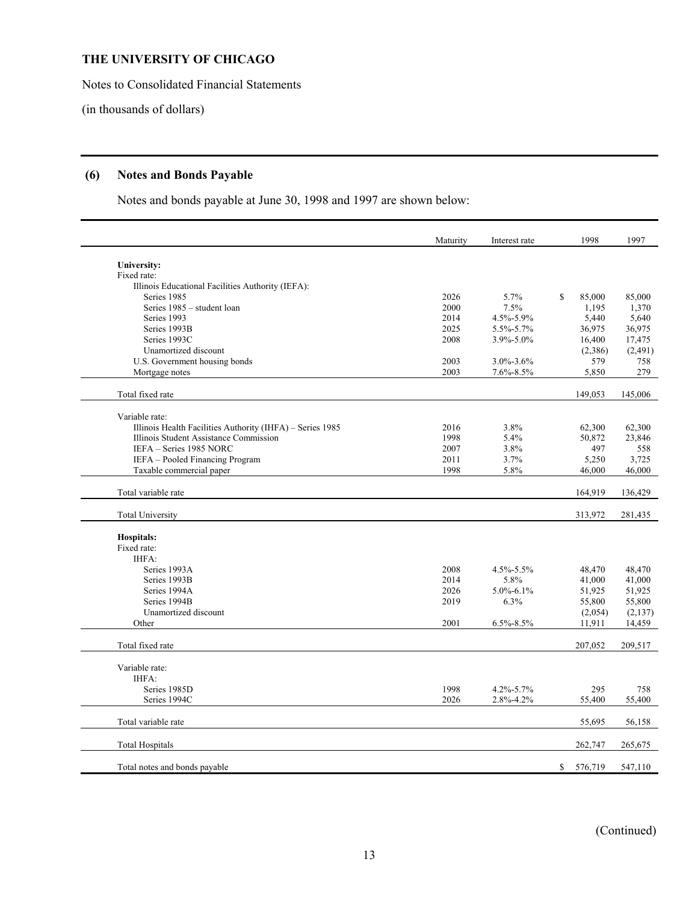# THE UNIVERSITY OF CHICAGO

Notes to Consolidated Financial Statements

(in thousands of dollars)

## (6) Notes and Bonds Payable

Notes and bonds payable at June 30, 1998 and 1997 are shown below:

| | Maturity | Interest rate | 1998 | 1997 |
|---|---|---|---|---|
| **University:** | | | | |
| Fixed rate: | | | | |
| Illinois Educational Facilities Authority (IEFA): | | | | |
| Series 1985 | 2026 | 5.7% | $ 85,000 | 85,000 |
| Series 1985 – student loan | 2000 | 7.5% | 1,195 | 1,370 |
| Series 1993 | 2014 | 4.5%-5.9% | 5,440 | 5,640 |
| Series 1993B | 2025 | 5.5%-5.7% | 36,975 | 36,975 |
| Series 1993C | 2008 | 3.9%-5.0% | 16,400 | 17,475 |
| Unamortized discount | | | (2,386) | (2,491) |
| U.S. Government housing bonds | 2003 | 3.0%-3.6% | 579 | 758 |
| Mortgage notes | 2003 | 7.6%-8.5% | 5,850 | 279 |
| Total fixed rate | | | 149,053 | 145,006 |
| Variable rate: | | | | |
| Illinois Health Facilities Authority (IHFA) – Series 1985 | 2016 | 3.8% | 62,300 | 62,300 |
| Illinois Student Assistance Commission | 1998 | 5.4% | 50,872 | 23,846 |
| IEFA – Series 1985 NORC | 2007 | 3.8% | 497 | 558 |
| IEFA – Pooled Financing Program | 2011 | 3.7% | 5,250 | 3,725 |
| Taxable commercial paper | 1998 | 5.8% | 46,000 | 46,000 |
| Total variable rate | | | 164,919 | 136,429 |
| Total University | | | 313,972 | 281,435 |
| **Hospitals:** | | | | |
| Fixed rate: | | | | |
| IHFA: | | | | |
| Series 1993A | 2008 | 4.5%-5.5% | 48,470 | 48,470 |
| Series 1993B | 2014 | 5.8% | 41,000 | 41,000 |
| Series 1994A | 2026 | 5.0%-6.1% | 51,925 | 51,925 |
| Series 1994B | 2019 | 6.3% | 55,800 | 55,800 |
| Unamortized discount | | | (2,054) | (2,137) |
| Other | 2001 | 6.5%-8.5% | 11,911 | 14,459 |
| Total fixed rate | | | 207,052 | 209,517 |
| Variable rate: | | | | |
| IHFA: | | | | |
| Series 1985D | 1998 | 4.2%-5.7% | 295 | 758 |
| Series 1994C | 2026 | 2.8%-4.2% | 55,400 | 55,400 |
| Total variable rate | | | 55,695 | 56,158 |
| Total Hospitals | | | 262,747 | 265,675 |
| Total notes and bonds payable | | | $ 576,719 | 547,110 |

(Continued)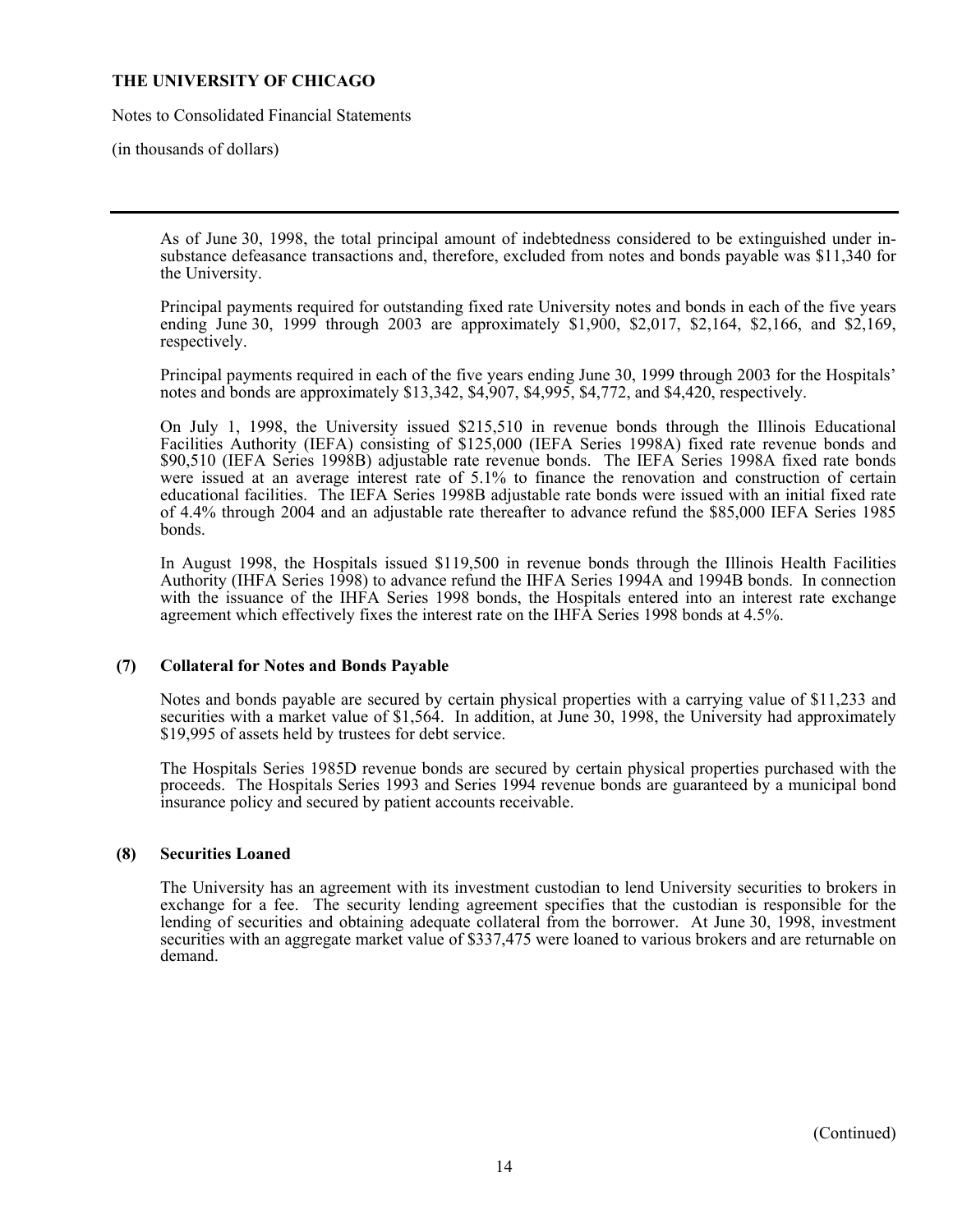As of June 30, 1998, the total principal amount of indebtedness considered to be extinguished under in-substance defeasance transactions and, therefore, excluded from notes and bonds payable was \$11,340 for the University.

Principal payments required for outstanding fixed rate University notes and bonds in each of the five years ending June 30, 1999 through 2003 are approximately \$1,900, \$2,017, \$2,164, \$2,166, and \$2,169, respectively.

Principal payments required in each of the five years ending June 30, 1999 through 2003 for the Hospitals' notes and bonds are approximately \$13,342, \$4,907, \$4,995, \$4,772, and \$4,420, respectively.

On July 1, 1998, the University issued \$215,510 in revenue bonds through the Illinois Educational Facilities Authority (IEFA) consisting of \$125,000 (IEFA Series 1998A) fixed rate revenue bonds and \$90,510 (IEFA Series 1998B) adjustable rate revenue bonds. The IEFA Series 1998A fixed rate bonds were issued at an average interest rate of 5.1% to finance the renovation and construction of certain educational facilities. The IEFA Series 1998B adjustable rate bonds were issued with an initial fixed rate of 4.4% through 2004 and an adjustable rate thereafter to advance refund the \$85,000 IEFA Series 1985 bonds.

In August 1998, the Hospitals issued \$119,500 in revenue bonds through the Illinois Health Facilities Authority (IHFA Series 1998) to advance refund the IHFA Series 1994A and 1994B bonds. In connection with the issuance of the IHFA Series 1998 bonds, the Hospitals entered into an interest rate exchange agreement which effectively fixes the interest rate on the IHFA Series 1998 bonds at 4.5%.

## (7) Collateral for Notes and Bonds Payable

Notes and bonds payable are secured by certain physical properties with a carrying value of \$11,233 and securities with a market value of \$1,564. In addition, at June 30, 1998, the University had approximately \$19,995 of assets held by trustees for debt service.

The Hospitals Series 1985D revenue bonds are secured by certain physical properties purchased with the proceeds. The Hospitals Series 1993 and Series 1994 revenue bonds are guaranteed by a municipal bond insurance policy and secured by patient accounts receivable.

## (8) Securities Loaned

The University has an agreement with its investment custodian to lend University securities to brokers in exchange for a fee. The security lending agreement specifies that the custodian is responsible for the lending of securities and obtaining adequate collateral from the borrower. At June 30, 1998, investment securities with an aggregate market value of \$337,475 were loaned to various brokers and are returnable on demand.

(Continued)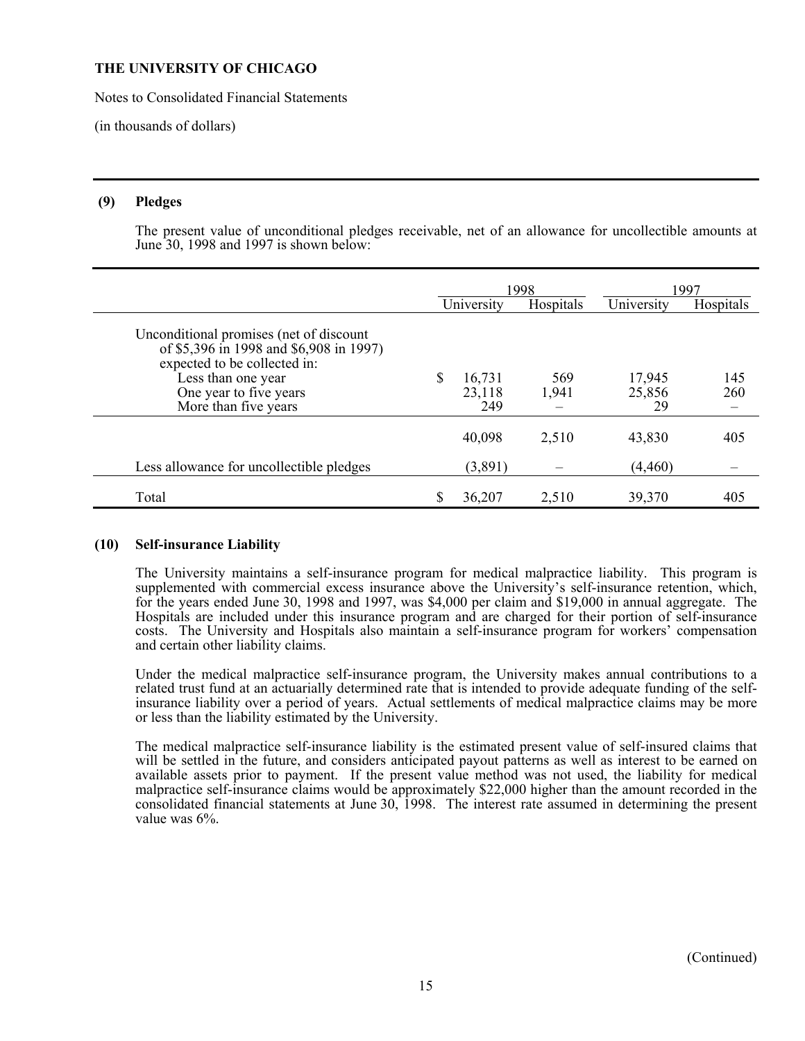**THE UNIVERSITY OF CHICAGO**

Notes to Consolidated Financial Statements

(in thousands of dollars)

**(9) Pledges**

The present value of unconditional pledges receivable, net of an allowance for uncollectible amounts at June 30, 1998 and 1997 is shown below:

| | 1998 | | 1997 | |
|---|---|---|---|---|
| | University | Hospitals | University | Hospitals |
| Unconditional promises (net of discount of $5,396 in 1998 and $6,908 in 1997) expected to be collected in: | | | | |
| Less than one year | $ 16,731 | 569 | 17,945 | 145 |
| One year to five years | 23,118 | 1,941 | 25,856 | 260 |
| More than five years | 249 | – | 29 | – |
| | 40,098 | 2,510 | 43,830 | 405 |
| Less allowance for uncollectible pledges | (3,891) | – | (4,460) | – |
| Total | $ 36,207 | 2,510 | 39,370 | 405 |

**(10) Self-insurance Liability**

The University maintains a self-insurance program for medical malpractice liability. This program is supplemented with commercial excess insurance above the University's self-insurance retention, which, for the years ended June 30, 1998 and 1997, was $4,000 per claim and $19,000 in annual aggregate. The Hospitals are included under this insurance program and are charged for their portion of self-insurance costs. The University and Hospitals also maintain a self-insurance program for workers' compensation and certain other liability claims.

Under the medical malpractice self-insurance program, the University makes annual contributions to a related trust fund at an actuarially determined rate that is intended to provide adequate funding of the self-insurance liability over a period of years. Actual settlements of medical malpractice claims may be more or less than the liability estimated by the University.

The medical malpractice self-insurance liability is the estimated present value of self-insured claims that will be settled in the future, and considers anticipated payout patterns as well as interest to be earned on available assets prior to payment. If the present value method was not used, the liability for medical malpractice self-insurance claims would be approximately $22,000 higher than the amount recorded in the consolidated financial statements at June 30, 1998. The interest rate assumed in determining the present value was 6%.

(Continued)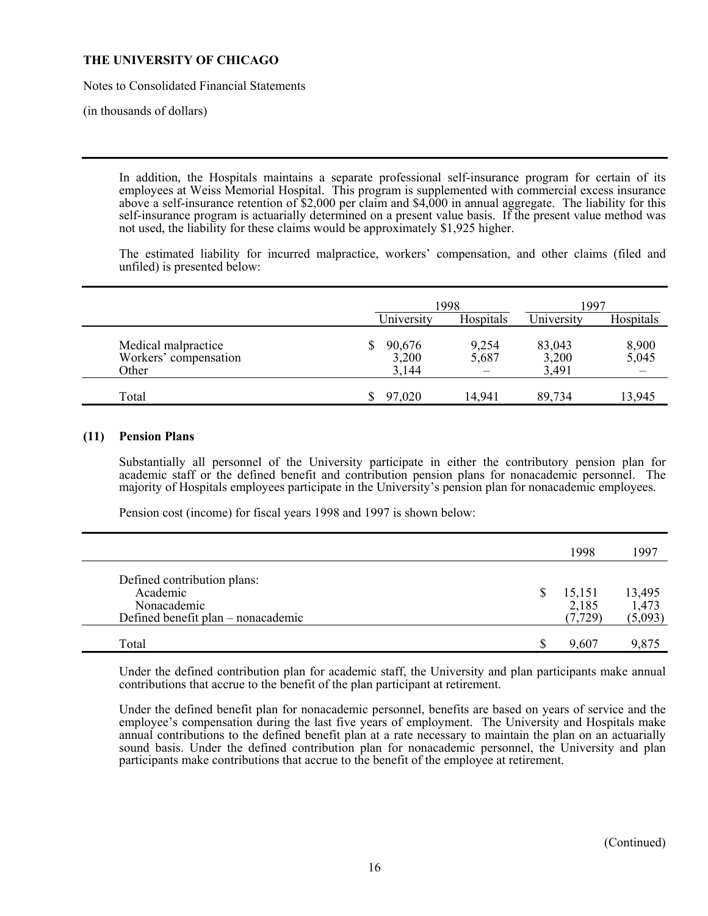In addition, the Hospitals maintains a separate professional self-insurance program for certain of its employees at Weiss Memorial Hospital. This program is supplemented with commercial excess insurance above a self-insurance retention of $2,000 per claim and $4,000 in annual aggregate. The liability for this self-insurance program is actuarially determined on a present value basis. If the present value method was not used, the liability for these claims would be approximately $1,925 higher.

The estimated liability for incurred malpractice, workers' compensation, and other claims (filed and unfiled) is presented below:

| | 1998 | | 1997 | |
|---|---|---|---|---|
| | University | Hospitals | University | Hospitals |
| Medical malpractice | $ 90,676 | 9,254 | 83,043 | 8,900 |
| Workers' compensation | 3,200 | 5,687 | 3,200 | 5,045 |
| Other | 3,144 | – | 3,491 | – |
| Total | $ 97,020 | 14,941 | 89,734 | 13,945 |

## (11) Pension Plans

Substantially all personnel of the University participate in either the contributory pension plan for academic staff or the defined benefit and contribution pension plans for nonacademic personnel. The majority of Hospitals employees participate in the University's pension plan for nonacademic employees.

Pension cost (income) for fiscal years 1998 and 1997 is shown below:

| | 1998 | 1997 |
|---|---|---|
| Defined contribution plans: | | |
| Academic | $ 15,151 | 13,495 |
| Nonacademic | 2,185 | 1,473 |
| Defined benefit plan – nonacademic | (7,729) | (5,093) |
| Total | $ 9,607 | 9,875 |

Under the defined contribution plan for academic staff, the University and plan participants make annual contributions that accrue to the benefit of the plan participant at retirement.

Under the defined benefit plan for nonacademic personnel, benefits are based on years of service and the employee's compensation during the last five years of employment. The University and Hospitals make annual contributions to the defined benefit plan at a rate necessary to maintain the plan on an actuarially sound basis. Under the defined contribution plan for nonacademic personnel, the University and plan participants make contributions that accrue to the benefit of the employee at retirement.

(Continued)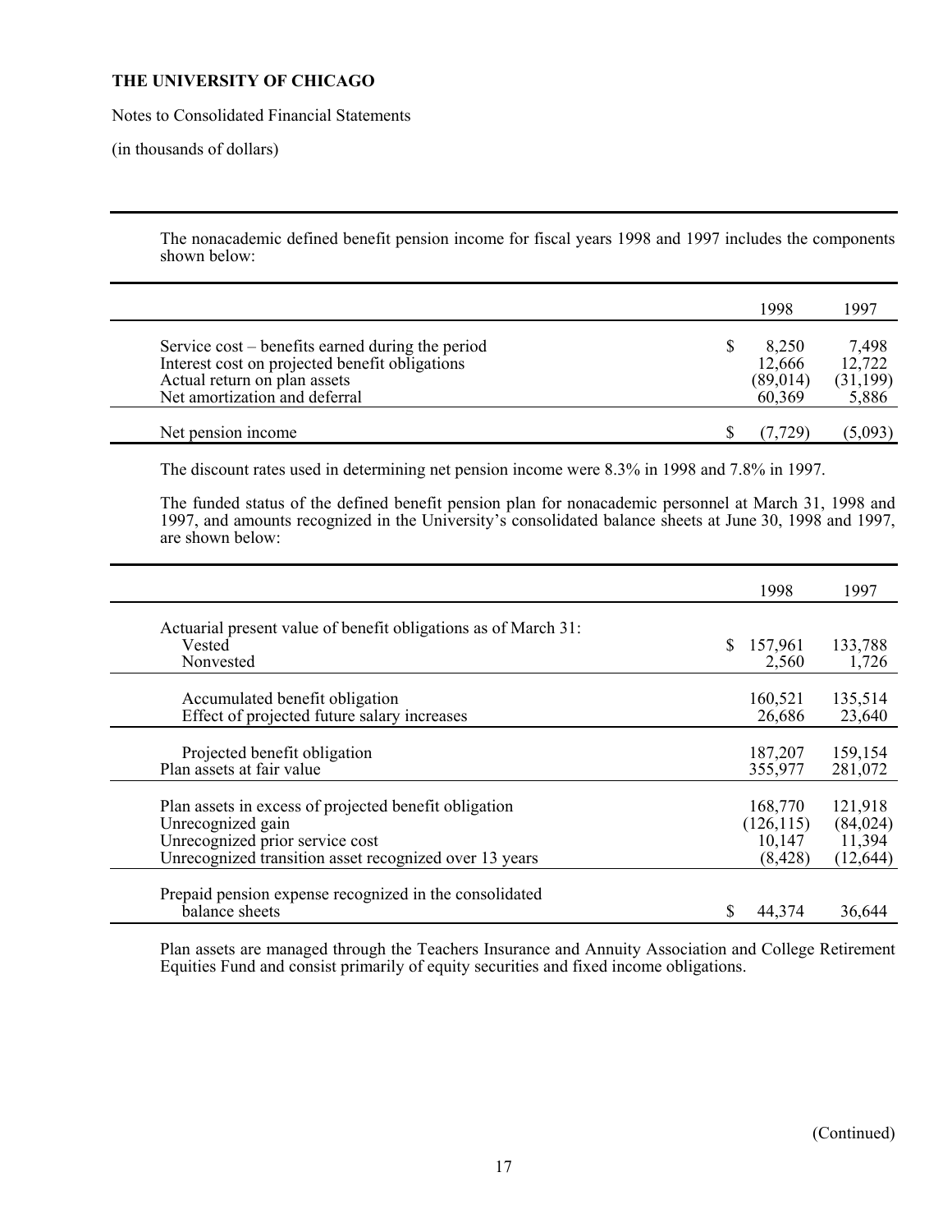**THE UNIVERSITY OF CHICAGO**

Notes to Consolidated Financial Statements

(in thousands of dollars)

The nonacademic defined benefit pension income for fiscal years 1998 and 1997 includes the components shown below:

| | 1998 | 1997 |
|---|---|---|
| Service cost – benefits earned during the period | $ 8,250 | 7,498 |
| Interest cost on projected benefit obligations | 12,666 | 12,722 |
| Actual return on plan assets | (89,014) | (31,199) |
| Net amortization and deferral | 60,369 | 5,886 |
| Net pension income | $ (7,729) | (5,093) |

The discount rates used in determining net pension income were 8.3% in 1998 and 7.8% in 1997.

The funded status of the defined benefit pension plan for nonacademic personnel at March 31, 1998 and 1997, and amounts recognized in the University's consolidated balance sheets at June 30, 1998 and 1997, are shown below:

| | 1998 | 1997 |
|---|---|---|
| Actuarial present value of benefit obligations as of March 31: | | |
| Vested | $ 157,961 | 133,788 |
| Nonvested | 2,560 | 1,726 |
| Accumulated benefit obligation | 160,521 | 135,514 |
| Effect of projected future salary increases | 26,686 | 23,640 |
| Projected benefit obligation | 187,207 | 159,154 |
| Plan assets at fair value | 355,977 | 281,072 |
| Plan assets in excess of projected benefit obligation | 168,770 | 121,918 |
| Unrecognized gain | (126,115) | (84,024) |
| Unrecognized prior service cost | 10,147 | 11,394 |
| Unrecognized transition asset recognized over 13 years | (8,428) | (12,644) |
| Prepaid pension expense recognized in the consolidated balance sheets | $ 44,374 | 36,644 |

Plan assets are managed through the Teachers Insurance and Annuity Association and College Retirement Equities Fund and consist primarily of equity securities and fixed income obligations.

(Continued)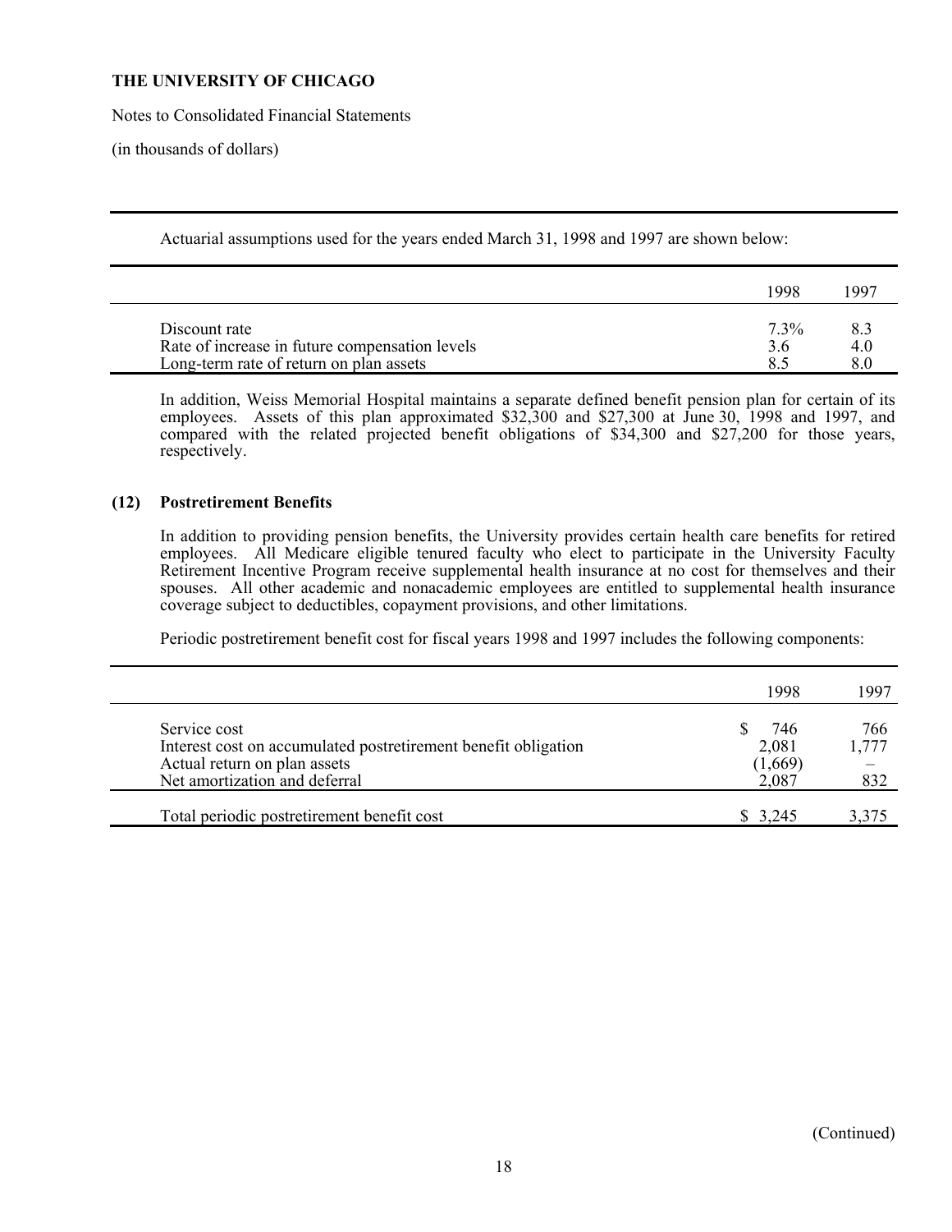**THE UNIVERSITY OF CHICAGO**

Notes to Consolidated Financial Statements

(in thousands of dollars)

Actuarial assumptions used for the years ended March 31, 1998 and 1997 are shown below:

| | 1998 | 1997 |
|---|---|---|
| Discount rate | 7.3% | 8.3 |
| Rate of increase in future compensation levels | 3.6 | 4.0 |
| Long-term rate of return on plan assets | 8.5 | 8.0 |

In addition, Weiss Memorial Hospital maintains a separate defined benefit pension plan for certain of its employees. Assets of this plan approximated $32,300 and $27,300 at June 30, 1998 and 1997, and compared with the related projected benefit obligations of $34,300 and $27,200 for those years, respectively.

## (12) Postretirement Benefits

In addition to providing pension benefits, the University provides certain health care benefits for retired employees. All Medicare eligible tenured faculty who elect to participate in the University Faculty Retirement Incentive Program receive supplemental health insurance at no cost for themselves and their spouses. All other academic and nonacademic employees are entitled to supplemental health insurance coverage subject to deductibles, copayment provisions, and other limitations.

Periodic postretirement benefit cost for fiscal years 1998 and 1997 includes the following components:

| | 1998 | 1997 |
|---|---|---|
| Service cost | $ 746 | 766 |
| Interest cost on accumulated postretirement benefit obligation | 2,081 | 1,777 |
| Actual return on plan assets | (1,669) | – |
| Net amortization and deferral | 2,087 | 832 |
| Total periodic postretirement benefit cost | $ 3,245 | 3,375 |

(Continued)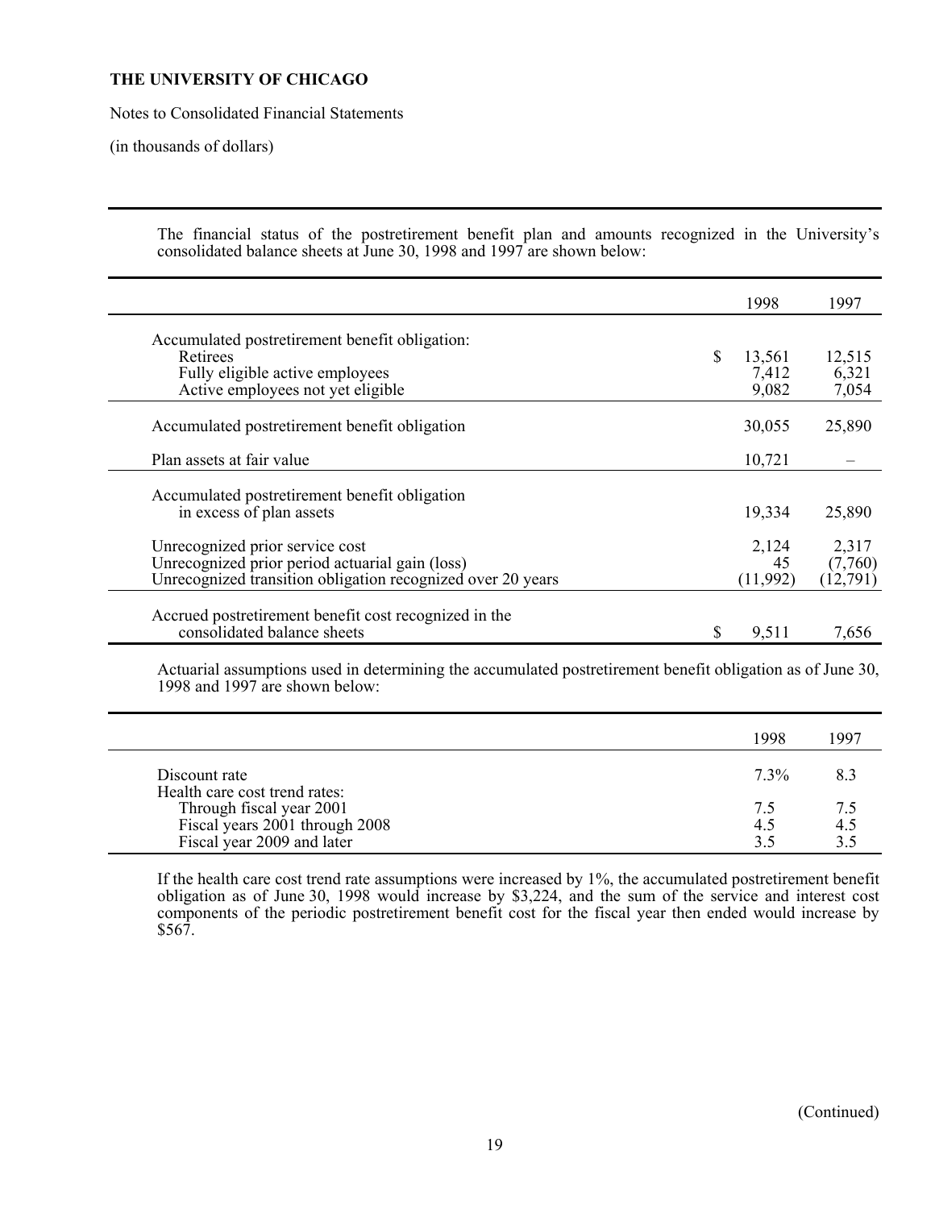**THE UNIVERSITY OF CHICAGO**

Notes to Consolidated Financial Statements

(in thousands of dollars)

The financial status of the postretirement benefit plan and amounts recognized in the University's consolidated balance sheets at June 30, 1998 and 1997 are shown below:

| | 1998 | 1997 |
|---|---|---|
| Accumulated postretirement benefit obligation: | | |
| Retirees | $ 13,561 | 12,515 |
| Fully eligible active employees | 7,412 | 6,321 |
| Active employees not yet eligible | 9,082 | 7,054 |
| Accumulated postretirement benefit obligation | 30,055 | 25,890 |
| Plan assets at fair value | 10,721 | – |
| Accumulated postretirement benefit obligation in excess of plan assets | 19,334 | 25,890 |
| Unrecognized prior service cost | 2,124 | 2,317 |
| Unrecognized prior period actuarial gain (loss) | 45 | (7,760) |
| Unrecognized transition obligation recognized over 20 years | (11,992) | (12,791) |
| Accrued postretirement benefit cost recognized in the consolidated balance sheets | $ 9,511 | 7,656 |

Actuarial assumptions used in determining the accumulated postretirement benefit obligation as of June 30, 1998 and 1997 are shown below:

| | 1998 | 1997 |
|---|---|---|
| Discount rate | 7.3% | 8.3 |
| Health care cost trend rates: | | |
| Through fiscal year 2001 | 7.5 | 7.5 |
| Fiscal years 2001 through 2008 | 4.5 | 4.5 |
| Fiscal year 2009 and later | 3.5 | 3.5 |

If the health care cost trend rate assumptions were increased by 1%, the accumulated postretirement benefit obligation as of June 30, 1998 would increase by $3,224, and the sum of the service and interest cost components of the periodic postretirement benefit cost for the fiscal year then ended would increase by $567.

(Continued)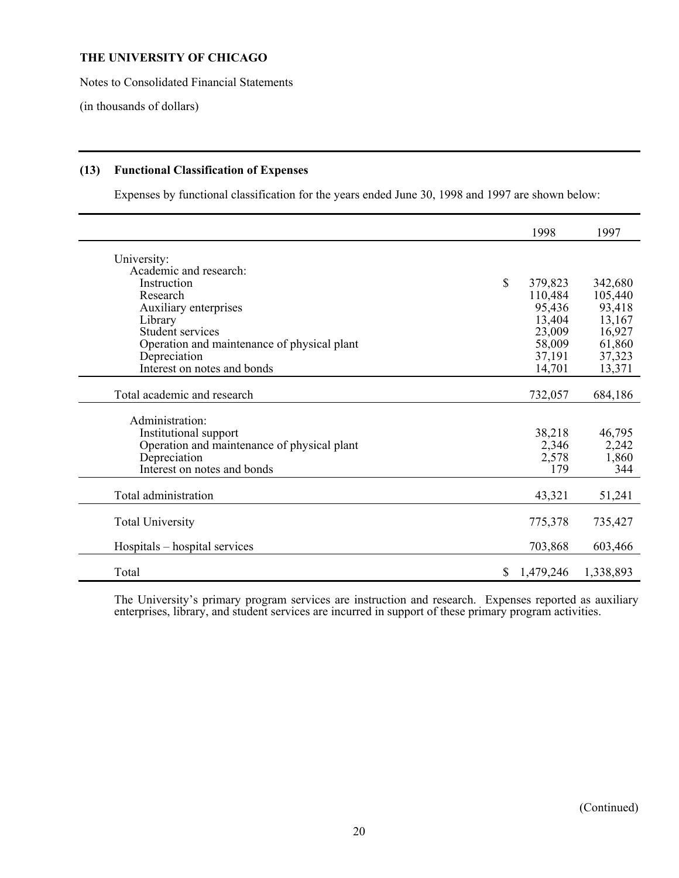**THE UNIVERSITY OF CHICAGO**

Notes to Consolidated Financial Statements

(in thousands of dollars)

### (13) Functional Classification of Expenses

Expenses by functional classification for the years ended June 30, 1998 and 1997 are shown below:

| | 1998 | 1997 |
|---|---|---|
| University: | | |
| Academic and research: | | |
| Instruction | $ 379,823 | 342,680 |
| Research | 110,484 | 105,440 |
| Auxiliary enterprises | 95,436 | 93,418 |
| Library | 13,404 | 13,167 |
| Student services | 23,009 | 16,927 |
| Operation and maintenance of physical plant | 58,009 | 61,860 |
| Depreciation | 37,191 | 37,323 |
| Interest on notes and bonds | 14,701 | 13,371 |
| Total academic and research | 732,057 | 684,186 |
| Administration: | | |
| Institutional support | 38,218 | 46,795 |
| Operation and maintenance of physical plant | 2,346 | 2,242 |
| Depreciation | 2,578 | 1,860 |
| Interest on notes and bonds | 179 | 344 |
| Total administration | 43,321 | 51,241 |
| Total University | 775,378 | 735,427 |
| Hospitals – hospital services | 703,868 | 603,466 |
| Total | $ 1,479,246 | 1,338,893 |

The University's primary program services are instruction and research. Expenses reported as auxiliary enterprises, library, and student services are incurred in support of these primary program activities.

(Continued)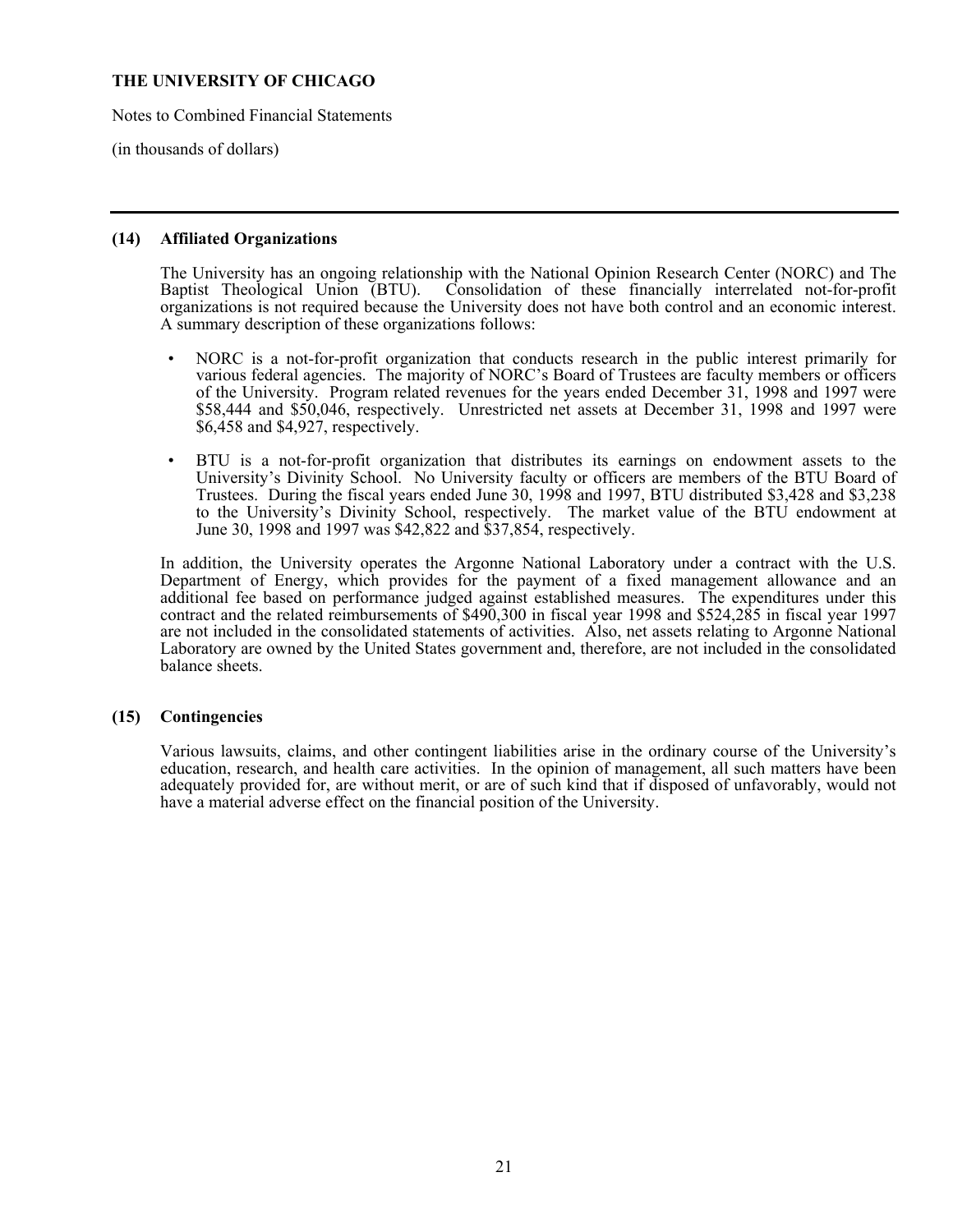**THE UNIVERSITY OF CHICAGO**

Notes to Combined Financial Statements

(in thousands of dollars)

---

## (14) Affiliated Organizations

The University has an ongoing relationship with the National Opinion Research Center (NORC) and The Baptist Theological Union (BTU). Consolidation of these financially interrelated not-for-profit organizations is not required because the University does not have both control and an economic interest. A summary description of these organizations follows:

- NORC is a not-for-profit organization that conducts research in the public interest primarily for various federal agencies. The majority of NORC's Board of Trustees are faculty members or officers of the University. Program related revenues for the years ended December 31, 1998 and 1997 were \$58,444 and \$50,046, respectively. Unrestricted net assets at December 31, 1998 and 1997 were \$6,458 and \$4,927, respectively.

- BTU is a not-for-profit organization that distributes its earnings on endowment assets to the University's Divinity School. No University faculty or officers are members of the BTU Board of Trustees. During the fiscal years ended June 30, 1998 and 1997, BTU distributed \$3,428 and \$3,238 to the University's Divinity School, respectively. The market value of the BTU endowment at June 30, 1998 and 1997 was \$42,822 and \$37,854, respectively.

In addition, the University operates the Argonne National Laboratory under a contract with the U.S. Department of Energy, which provides for the payment of a fixed management allowance and an additional fee based on performance judged against established measures. The expenditures under this contract and the related reimbursements of \$490,300 in fiscal year 1998 and \$524,285 in fiscal year 1997 are not included in the consolidated statements of activities. Also, net assets relating to Argonne National Laboratory are owned by the United States government and, therefore, are not included in the consolidated balance sheets.

## (15) Contingencies

Various lawsuits, claims, and other contingent liabilities arise in the ordinary course of the University's education, research, and health care activities. In the opinion of management, all such matters have been adequately provided for, are without merit, or are of such kind that if disposed of unfavorably, would not have a material adverse effect on the financial position of the University.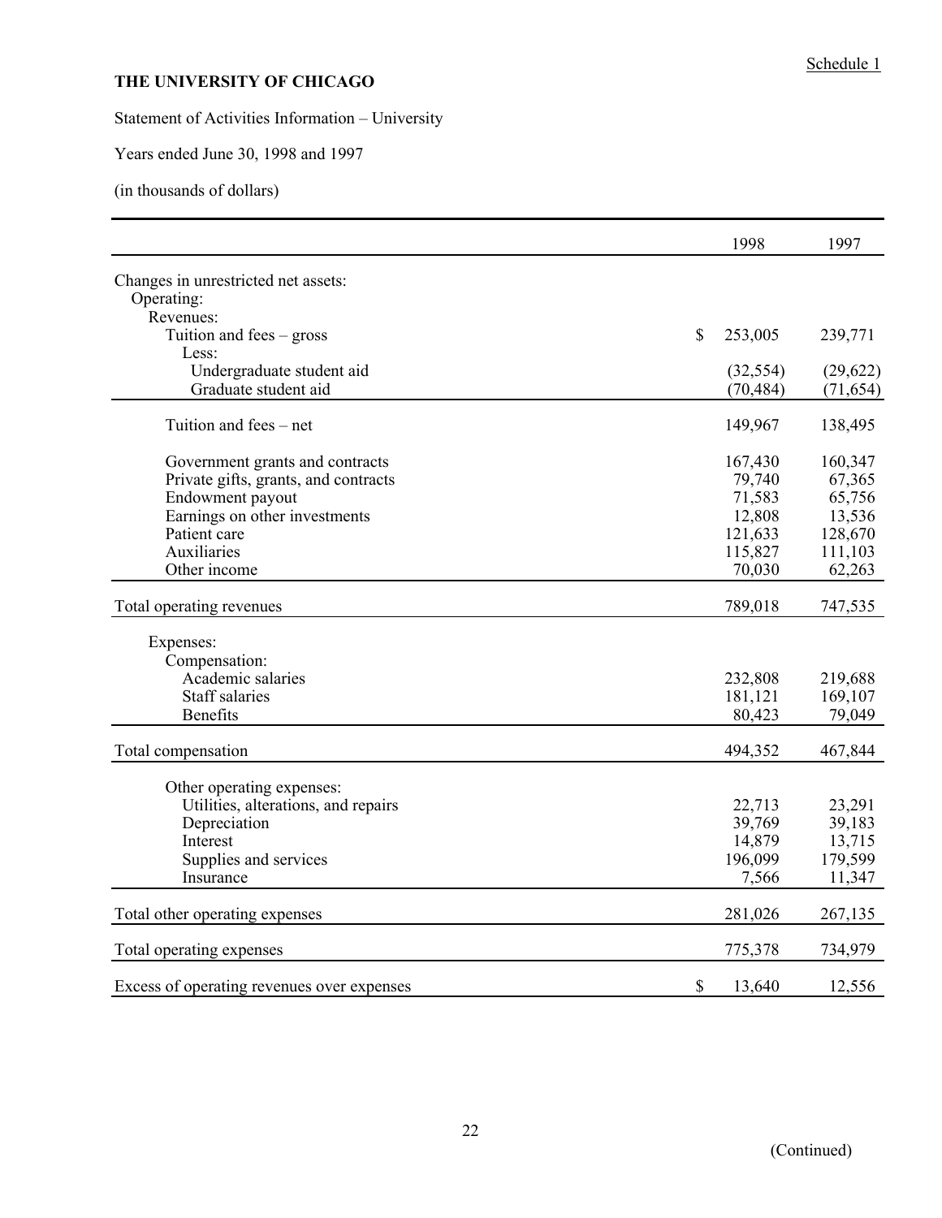Schedule 1

**THE UNIVERSITY OF CHICAGO**

Statement of Activities Information – University

Years ended June 30, 1998 and 1997

(in thousands of dollars)

| | 1998 | 1997 |
|---|---|---|
| Changes in unrestricted net assets: | | |
| Operating: | | |
| Revenues: | | |
| Tuition and fees – gross | $ 253,005 | 239,771 |
| Less: | | |
| Undergraduate student aid | (32,554) | (29,622) |
| Graduate student aid | (70,484) | (71,654) |
| Tuition and fees – net | 149,967 | 138,495 |
| Government grants and contracts | 167,430 | 160,347 |
| Private gifts, grants, and contracts | 79,740 | 67,365 |
| Endowment payout | 71,583 | 65,756 |
| Earnings on other investments | 12,808 | 13,536 |
| Patient care | 121,633 | 128,670 |
| Auxiliaries | 115,827 | 111,103 |
| Other income | 70,030 | 62,263 |
| Total operating revenues | 789,018 | 747,535 |
| Expenses: | | |
| Compensation: | | |
| Academic salaries | 232,808 | 219,688 |
| Staff salaries | 181,121 | 169,107 |
| Benefits | 80,423 | 79,049 |
| Total compensation | 494,352 | 467,844 |
| Other operating expenses: | | |
| Utilities, alterations, and repairs | 22,713 | 23,291 |
| Depreciation | 39,769 | 39,183 |
| Interest | 14,879 | 13,715 |
| Supplies and services | 196,099 | 179,599 |
| Insurance | 7,566 | 11,347 |
| Total other operating expenses | 281,026 | 267,135 |
| Total operating expenses | 775,378 | 734,979 |
| Excess of operating revenues over expenses | $ 13,640 | 12,556 |

(Continued)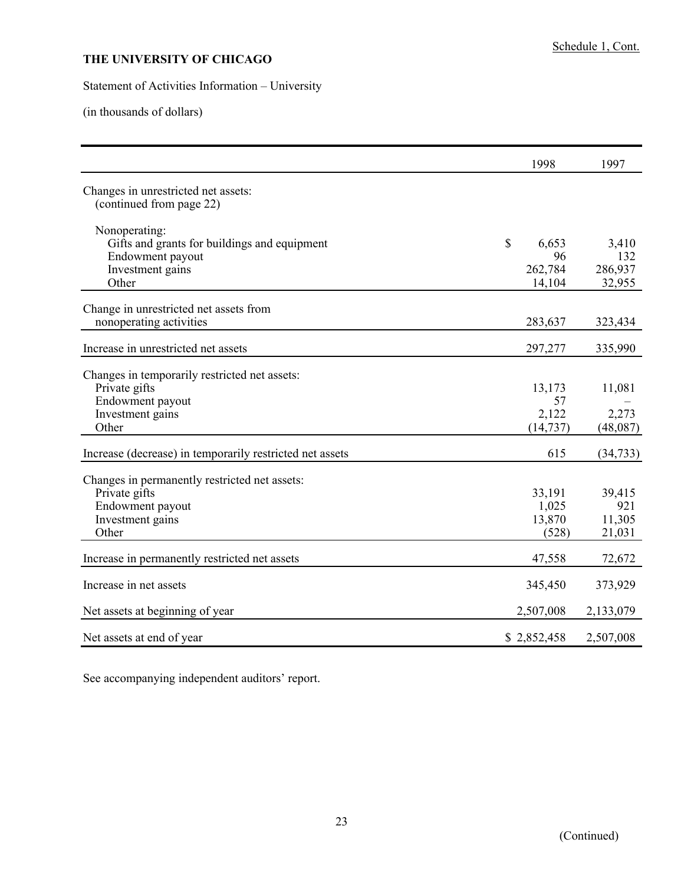Schedule 1, Cont.

**THE UNIVERSITY OF CHICAGO**

Statement of Activities Information – University

(in thousands of dollars)

| | 1998 | 1997 |
|---|---|---|
| Changes in unrestricted net assets: (continued from page 22) | | |
| Nonoperating: | | |
| Gifts and grants for buildings and equipment | $ 6,653 | 3,410 |
| Endowment payout | 96 | 132 |
| Investment gains | 262,784 | 286,937 |
| Other | 14,104 | 32,955 |
| Change in unrestricted net assets from nonoperating activities | 283,637 | 323,434 |
| Increase in unrestricted net assets | 297,277 | 335,990 |
| Changes in temporarily restricted net assets: | | |
| Private gifts | 13,173 | 11,081 |
| Endowment payout | 57 | – |
| Investment gains | 2,122 | 2,273 |
| Other | (14,737) | (48,087) |
| Increase (decrease) in temporarily restricted net assets | 615 | (34,733) |
| Changes in permanently restricted net assets: | | |
| Private gifts | 33,191 | 39,415 |
| Endowment payout | 1,025 | 921 |
| Investment gains | 13,870 | 11,305 |
| Other | (528) | 21,031 |
| Increase in permanently restricted net assets | 47,558 | 72,672 |
| Increase in net assets | 345,450 | 373,929 |
| Net assets at beginning of year | 2,507,008 | 2,133,079 |
| Net assets at end of year | $ 2,852,458 | 2,507,008 |

See accompanying independent auditors' report.

(Continued)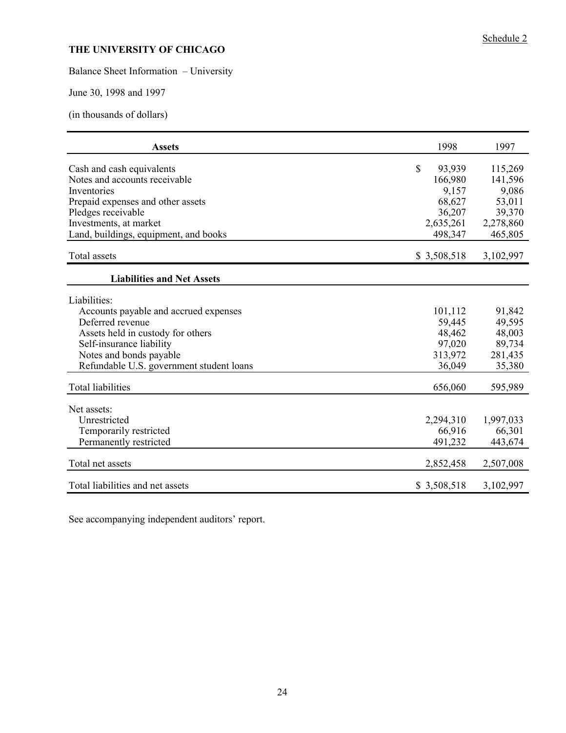Schedule 2

**THE UNIVERSITY OF CHICAGO**

Balance Sheet Information – University

June 30, 1998 and 1997

(in thousands of dollars)

| **Assets** | 1998 | 1997 |
|---|---|---|
| Cash and cash equivalents | $ 93,939 | 115,269 |
| Notes and accounts receivable | 166,980 | 141,596 |
| Inventories | 9,157 | 9,086 |
| Prepaid expenses and other assets | 68,627 | 53,011 |
| Pledges receivable | 36,207 | 39,370 |
| Investments, at market | 2,635,261 | 2,278,860 |
| Land, buildings, equipment, and books | 498,347 | 465,805 |
| Total assets | $ 3,508,518 | 3,102,997 |
| **Liabilities and Net Assets** | | |
| Liabilities: | | |
| Accounts payable and accrued expenses | 101,112 | 91,842 |
| Deferred revenue | 59,445 | 49,595 |
| Assets held in custody for others | 48,462 | 48,003 |
| Self-insurance liability | 97,020 | 89,734 |
| Notes and bonds payable | 313,972 | 281,435 |
| Refundable U.S. government student loans | 36,049 | 35,380 |
| Total liabilities | 656,060 | 595,989 |
| Net assets: | | |
| Unrestricted | 2,294,310 | 1,997,033 |
| Temporarily restricted | 66,916 | 66,301 |
| Permanently restricted | 491,232 | 443,674 |
| Total net assets | 2,852,458 | 2,507,008 |
| Total liabilities and net assets | $ 3,508,518 | 3,102,997 |

See accompanying independent auditors' report.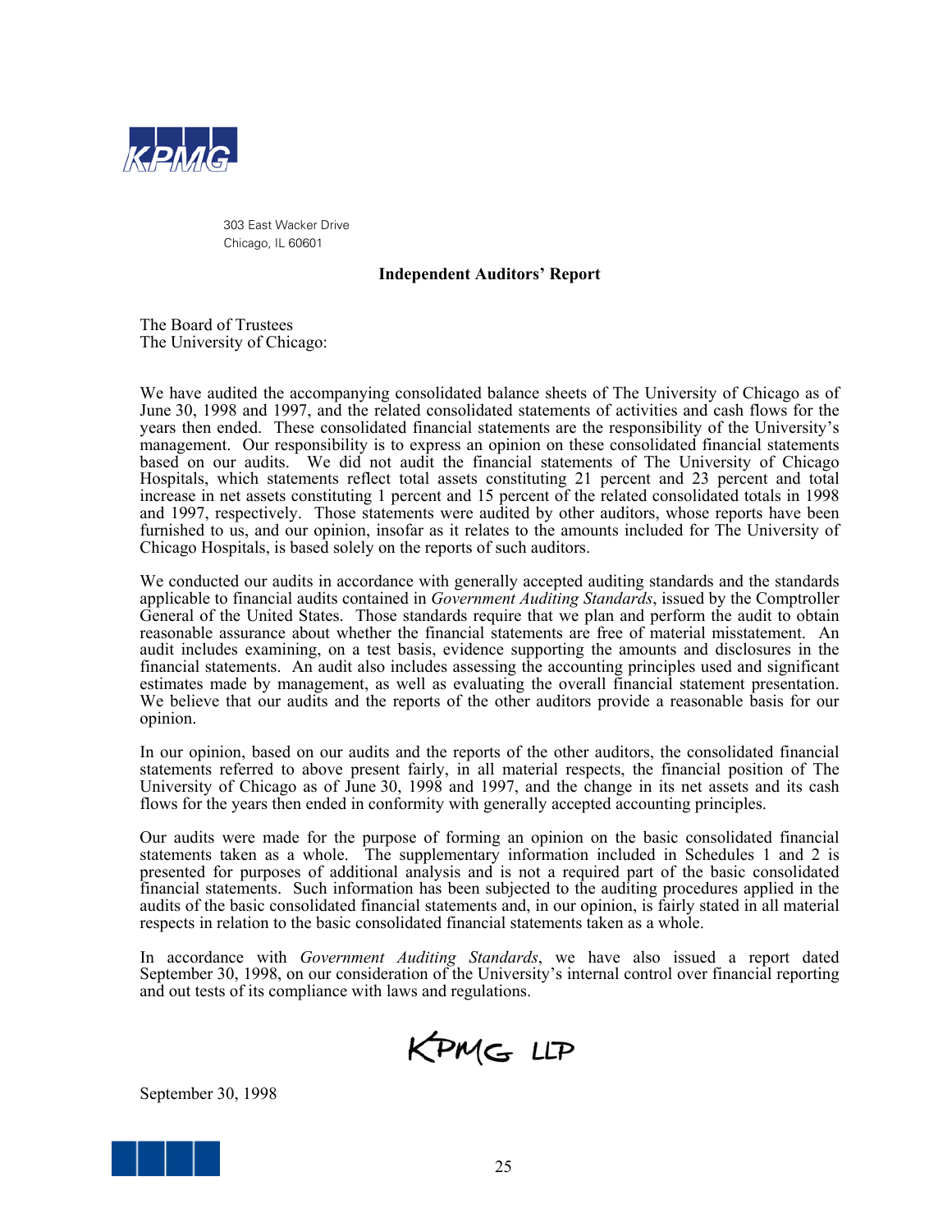KPMG

303 East Wacker Drive
Chicago, IL 60601

## Independent Auditors' Report

The Board of Trustees
The University of Chicago:

We have audited the accompanying consolidated balance sheets of The University of Chicago as of June 30, 1998 and 1997, and the related consolidated statements of activities and cash flows for the years then ended. These consolidated financial statements are the responsibility of the University's management. Our responsibility is to express an opinion on these consolidated financial statements based on our audits. We did not audit the financial statements of The University of Chicago Hospitals, which statements reflect total assets constituting 21 percent and 23 percent and total increase in net assets constituting 1 percent and 15 percent of the related consolidated totals in 1998 and 1997, respectively. Those statements were audited by other auditors, whose reports have been furnished to us, and our opinion, insofar as it relates to the amounts included for The University of Chicago Hospitals, is based solely on the reports of such auditors.

We conducted our audits in accordance with generally accepted auditing standards and the standards applicable to financial audits contained in *Government Auditing Standards*, issued by the Comptroller General of the United States. Those standards require that we plan and perform the audit to obtain reasonable assurance about whether the financial statements are free of material misstatement. An audit includes examining, on a test basis, evidence supporting the amounts and disclosures in the financial statements. An audit also includes assessing the accounting principles used and significant estimates made by management, as well as evaluating the overall financial statement presentation. We believe that our audits and the reports of the other auditors provide a reasonable basis for our opinion.

In our opinion, based on our audits and the reports of the other auditors, the consolidated financial statements referred to above present fairly, in all material respects, the financial position of The University of Chicago as of June 30, 1998 and 1997, and the change in its net assets and its cash flows for the years then ended in conformity with generally accepted accounting principles.

Our audits were made for the purpose of forming an opinion on the basic consolidated financial statements taken as a whole. The supplementary information included in Schedules 1 and 2 is presented for purposes of additional analysis and is not a required part of the basic consolidated financial statements. Such information has been subjected to the auditing procedures applied in the audits of the basic consolidated financial statements and, in our opinion, is fairly stated in all material respects in relation to the basic consolidated financial statements taken as a whole.

In accordance with *Government Auditing Standards*, we have also issued a report dated September 30, 1998, on our consideration of the University's internal control over financial reporting and out tests of its compliance with laws and regulations.

KPMG LLP

September 30, 1998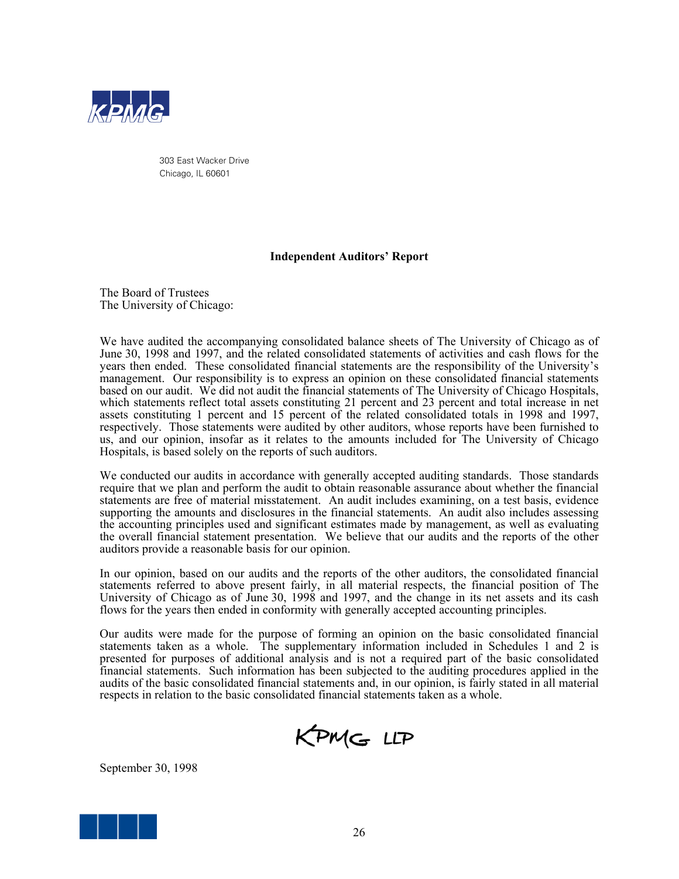KPMG

303 East Wacker Drive
Chicago, IL 60601

**Independent Auditors' Report**

The Board of Trustees
The University of Chicago:

We have audited the accompanying consolidated balance sheets of The University of Chicago as of June 30, 1998 and 1997, and the related consolidated statements of activities and cash flows for the years then ended. These consolidated financial statements are the responsibility of the University's management. Our responsibility is to express an opinion on these consolidated financial statements based on our audit. We did not audit the financial statements of The University of Chicago Hospitals, which statements reflect total assets constituting 21 percent and 23 percent and total increase in net assets constituting 1 percent and 15 percent of the related consolidated totals in 1998 and 1997, respectively. Those statements were audited by other auditors, whose reports have been furnished to us, and our opinion, insofar as it relates to the amounts included for The University of Chicago Hospitals, is based solely on the reports of such auditors.

We conducted our audits in accordance with generally accepted auditing standards. Those standards require that we plan and perform the audit to obtain reasonable assurance about whether the financial statements are free of material misstatement. An audit includes examining, on a test basis, evidence supporting the amounts and disclosures in the financial statements. An audit also includes assessing the accounting principles used and significant estimates made by management, as well as evaluating the overall financial statement presentation. We believe that our audits and the reports of the other auditors provide a reasonable basis for our opinion.

In our opinion, based on our audits and the reports of the other auditors, the consolidated financial statements referred to above present fairly, in all material respects, the financial position of The University of Chicago as of June 30, 1998 and 1997, and the change in its net assets and its cash flows for the years then ended in conformity with generally accepted accounting principles.

Our audits were made for the purpose of forming an opinion on the basic consolidated financial statements taken as a whole. The supplementary information included in Schedules 1 and 2 is presented for purposes of additional analysis and is not a required part of the basic consolidated financial statements. Such information has been subjected to the auditing procedures applied in the audits of the basic consolidated financial statements and, in our opinion, is fairly stated in all material respects in relation to the basic consolidated financial statements taken as a whole.

KPMG LLP

September 30, 1998